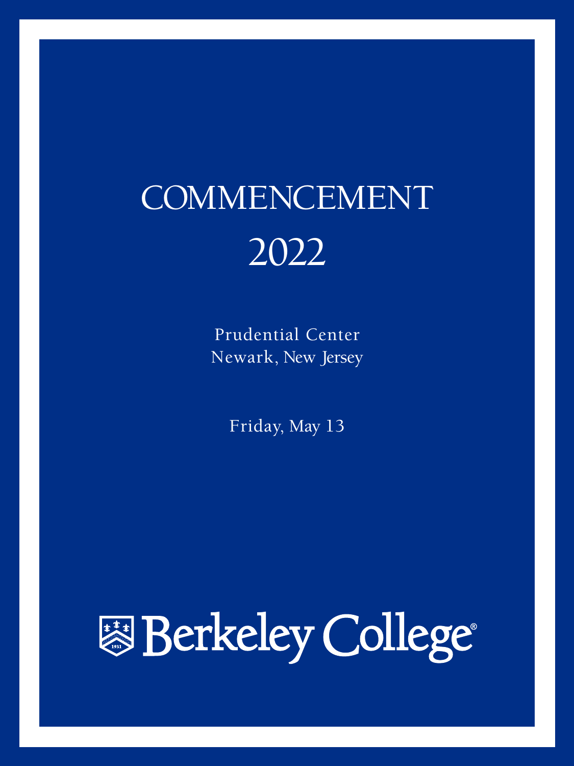# COMMENCEMENT

# 2022

Prudential Center
Newark, New Jersey

Friday, May 13

Berkeley College®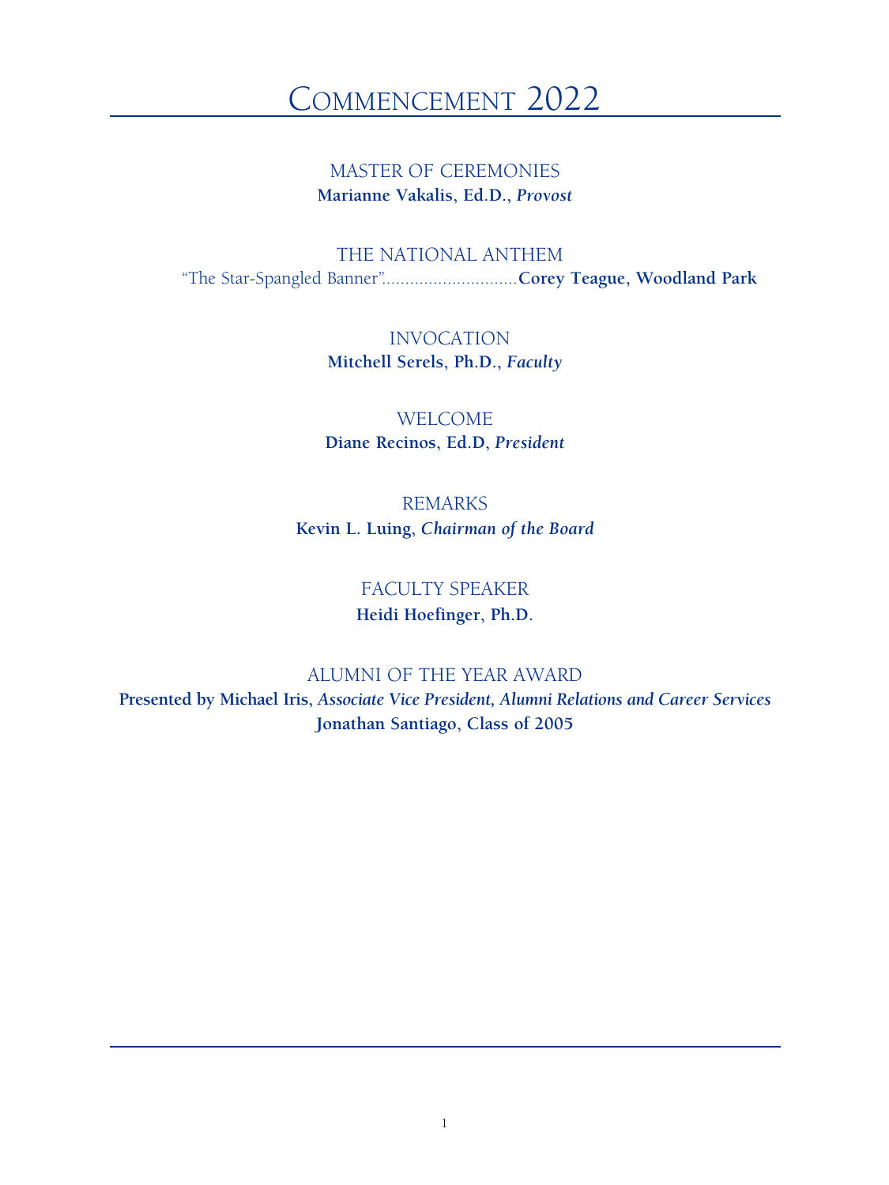# Commencement 2022

## MASTER OF CEREMONIES

**Marianne Vakalis, Ed.D., *Provost***

## THE NATIONAL ANTHEM

"The Star-Spangled Banner"............................**Corey Teague, Woodland Park**

## INVOCATION

**Mitchell Serels, Ph.D., *Faculty***

## WELCOME

**Diane Recinos, Ed.D, *President***

## REMARKS

**Kevin L. Luing, *Chairman of the Board***

## FACULTY SPEAKER

**Heidi Hoefinger, Ph.D.**

## ALUMNI OF THE YEAR AWARD

**Presented by Michael Iris, *Associate Vice President, Alumni Relations and Career Services***

**Jonathan Santiago, Class of 2005**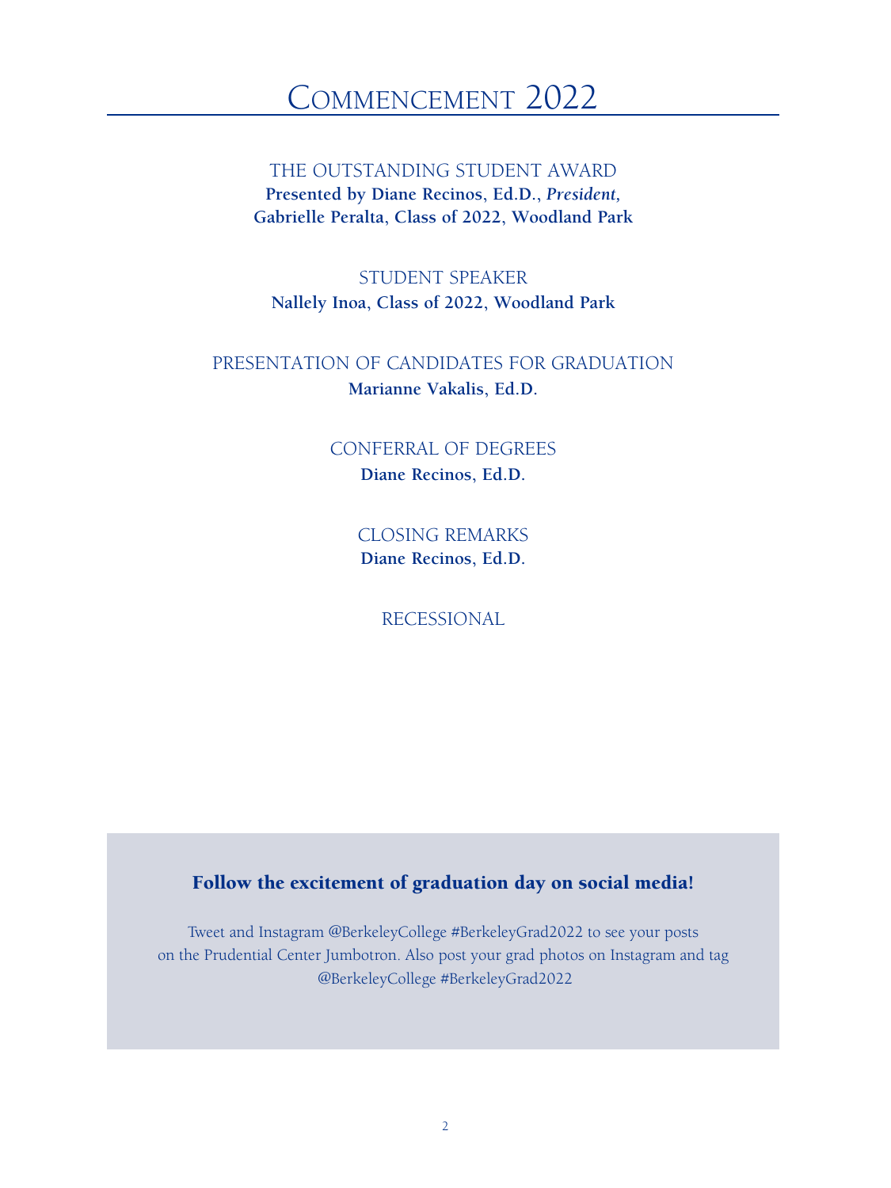# Commencement 2022

## THE OUTSTANDING STUDENT AWARD

**Presented by Diane Recinos, Ed.D.,** ***President*****,**
**Gabrielle Peralta, Class of 2022, Woodland Park**

## STUDENT SPEAKER

**Nallely Inoa, Class of 2022, Woodland Park**

## PRESENTATION OF CANDIDATES FOR GRADUATION

**Marianne Vakalis, Ed.D.**

## CONFERRAL OF DEGREES

**Diane Recinos, Ed.D.**

## CLOSING REMARKS

**Diane Recinos, Ed.D.**

## RECESSIONAL

**Follow the excitement of graduation day on social media!**

Tweet and Instagram @BerkeleyCollege #BerkeleyGrad2022 to see your posts on the Prudential Center Jumbotron. Also post your grad photos on Instagram and tag @BerkeleyCollege #BerkeleyGrad2022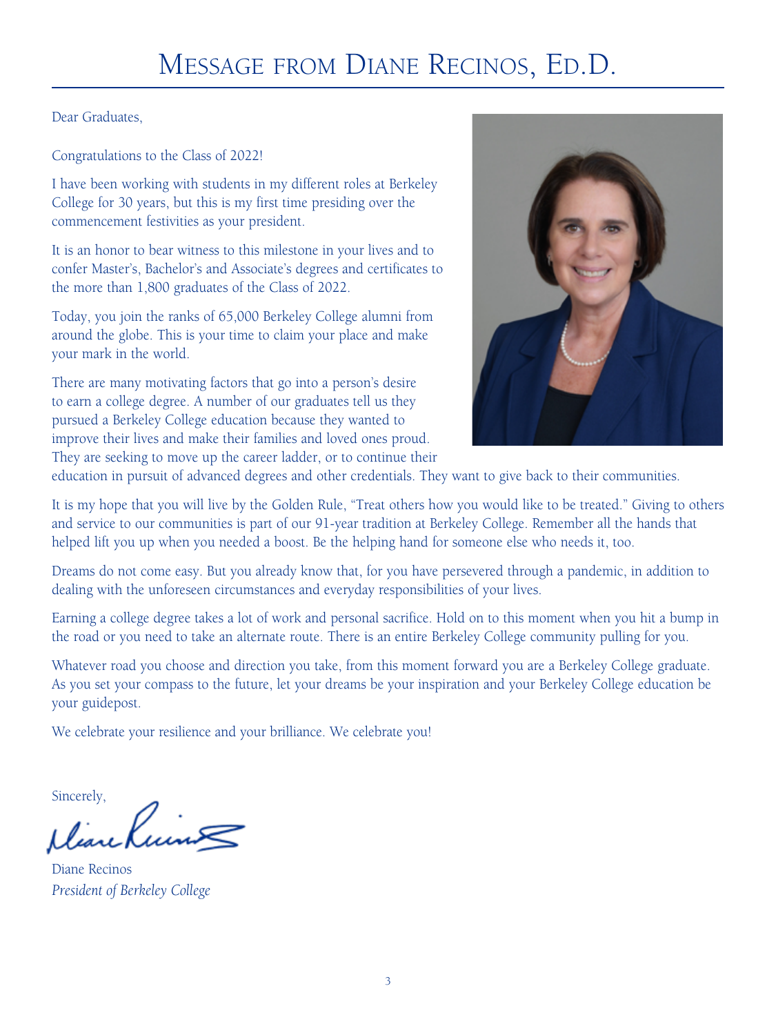# Message from Diane Recinos, Ed.D.

Dear Graduates,

Congratulations to the Class of 2022!

I have been working with students in my different roles at Berkeley College for 30 years, but this is my first time presiding over the commencement festivities as your president.

It is an honor to bear witness to this milestone in your lives and to confer Master's, Bachelor's and Associate's degrees and certificates to the more than 1,800 graduates of the Class of 2022.

Today, you join the ranks of 65,000 Berkeley College alumni from around the globe. This is your time to claim your place and make your mark in the world.

There are many motivating factors that go into a person's desire to earn a college degree. A number of our graduates tell us they pursued a Berkeley College education because they wanted to improve their lives and make their families and loved ones proud. They are seeking to move up the career ladder, or to continue their education in pursuit of advanced degrees and other credentials. They want to give back to their communities.

It is my hope that you will live by the Golden Rule, "Treat others how you would like to be treated." Giving to others and service to our communities is part of our 91-year tradition at Berkeley College. Remember all the hands that helped lift you up when you needed a boost. Be the helping hand for someone else who needs it, too.

Dreams do not come easy. But you already know that, for you have persevered through a pandemic, in addition to dealing with the unforeseen circumstances and everyday responsibilities of your lives.

Earning a college degree takes a lot of work and personal sacrifice. Hold on to this moment when you hit a bump in the road or you need to take an alternate route. There is an entire Berkeley College community pulling for you.

Whatever road you choose and direction you take, from this moment forward you are a Berkeley College graduate. As you set your compass to the future, let your dreams be your inspiration and your Berkeley College education be your guidepost.

We celebrate your resilience and your brilliance. We celebrate you!

Sincerely,

Diane Recinos
*President of Berkeley College*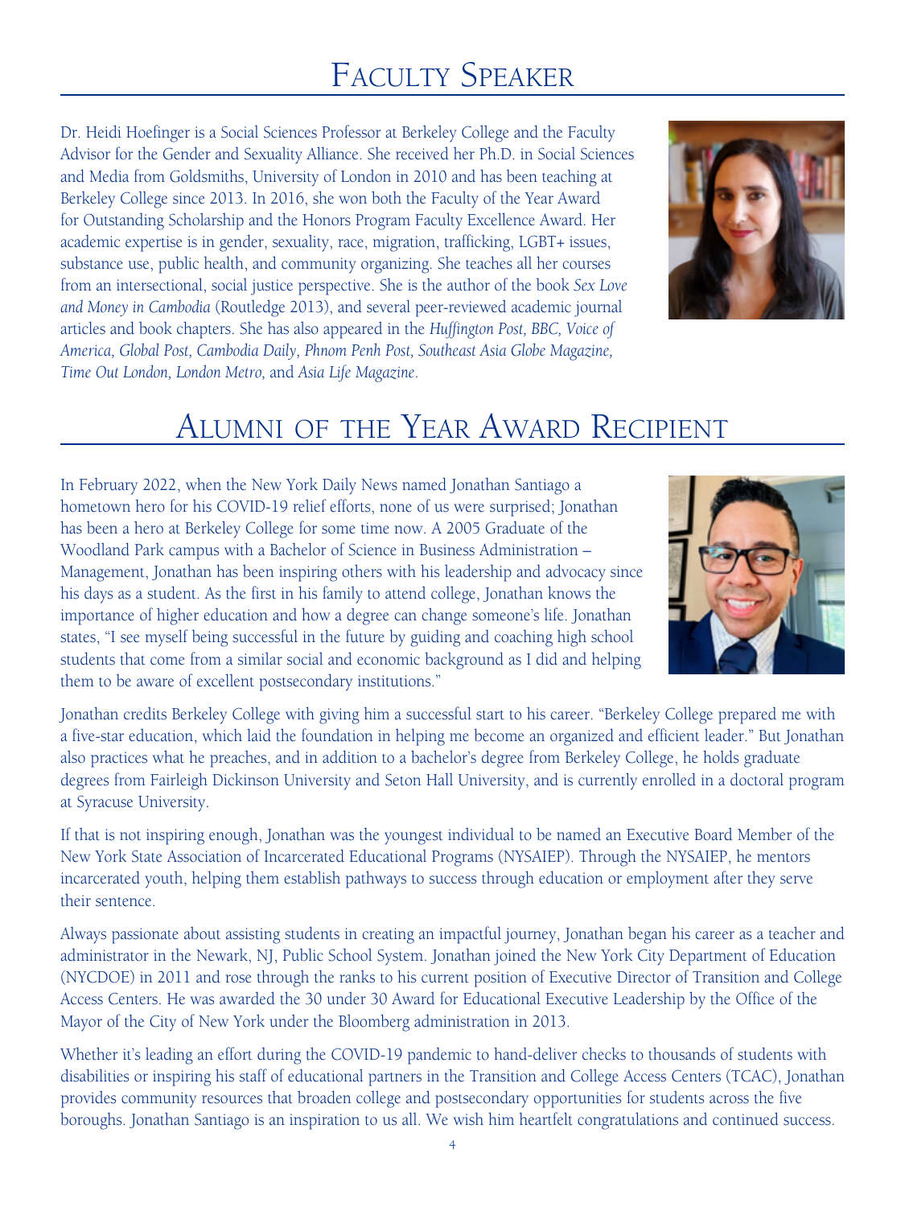# Faculty Speaker

Dr. Heidi Hoefinger is a Social Sciences Professor at Berkeley College and the Faculty Advisor for the Gender and Sexuality Alliance. She received her Ph.D. in Social Sciences and Media from Goldsmiths, University of London in 2010 and has been teaching at Berkeley College since 2013. In 2016, she won both the Faculty of the Year Award for Outstanding Scholarship and the Honors Program Faculty Excellence Award. Her academic expertise is in gender, sexuality, race, migration, trafficking, LGBT+ issues, substance use, public health, and community organizing. She teaches all her courses from an intersectional, social justice perspective. She is the author of the book *Sex Love and Money in Cambodia* (Routledge 2013), and several peer-reviewed academic journal articles and book chapters. She has also appeared in the *Huffington Post, BBC, Voice of America, Global Post, Cambodia Daily, Phnom Penh Post, Southeast Asia Globe Magazine, Time Out London, London Metro,* and *Asia Life Magazine*.

# Alumni of the Year Award Recipient

In February 2022, when the New York Daily News named Jonathan Santiago a hometown hero for his COVID-19 relief efforts, none of us were surprised; Jonathan has been a hero at Berkeley College for some time now. A 2005 Graduate of the Woodland Park campus with a Bachelor of Science in Business Administration – Management, Jonathan has been inspiring others with his leadership and advocacy since his days as a student. As the first in his family to attend college, Jonathan knows the importance of higher education and how a degree can change someone's life. Jonathan states, "I see myself being successful in the future by guiding and coaching high school students that come from a similar social and economic background as I did and helping them to be aware of excellent postsecondary institutions."

Jonathan credits Berkeley College with giving him a successful start to his career. "Berkeley College prepared me with a five-star education, which laid the foundation in helping me become an organized and efficient leader." But Jonathan also practices what he preaches, and in addition to a bachelor's degree from Berkeley College, he holds graduate degrees from Fairleigh Dickinson University and Seton Hall University, and is currently enrolled in a doctoral program at Syracuse University.

If that is not inspiring enough, Jonathan was the youngest individual to be named an Executive Board Member of the New York State Association of Incarcerated Educational Programs (NYSAIEP). Through the NYSAIEP, he mentors incarcerated youth, helping them establish pathways to success through education or employment after they serve their sentence.

Always passionate about assisting students in creating an impactful journey, Jonathan began his career as a teacher and administrator in the Newark, NJ, Public School System. Jonathan joined the New York City Department of Education (NYCDOE) in 2011 and rose through the ranks to his current position of Executive Director of Transition and College Access Centers. He was awarded the 30 under 30 Award for Educational Executive Leadership by the Office of the Mayor of the City of New York under the Bloomberg administration in 2013.

Whether it's leading an effort during the COVID-19 pandemic to hand-deliver checks to thousands of students with disabilities or inspiring his staff of educational partners in the Transition and College Access Centers (TCAC), Jonathan provides community resources that broaden college and postsecondary opportunities for students across the five boroughs. Jonathan Santiago is an inspiration to us all. We wish him heartfelt congratulations and continued success.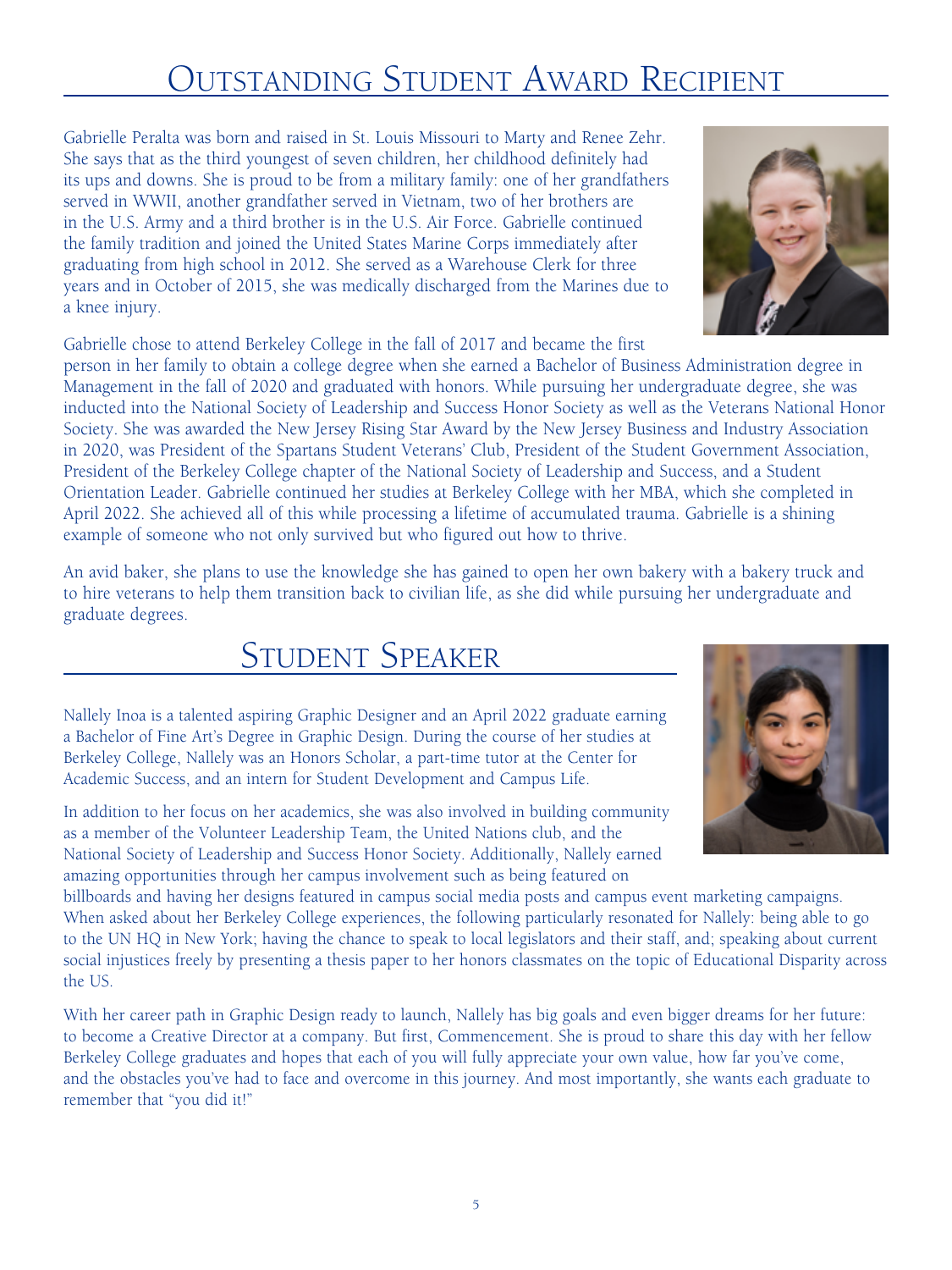# Outstanding Student Award Recipient

Gabrielle Peralta was born and raised in St. Louis Missouri to Marty and Renee Zehr. She says that as the third youngest of seven children, her childhood definitely had its ups and downs. She is proud to be from a military family: one of her grandfathers served in WWII, another grandfather served in Vietnam, two of her brothers are in the U.S. Army and a third brother is in the U.S. Air Force. Gabrielle continued the family tradition and joined the United States Marine Corps immediately after graduating from high school in 2012. She served as a Warehouse Clerk for three years and in October of 2015, she was medically discharged from the Marines due to a knee injury.

Gabrielle chose to attend Berkeley College in the fall of 2017 and became the first person in her family to obtain a college degree when she earned a Bachelor of Business Administration degree in Management in the fall of 2020 and graduated with honors. While pursuing her undergraduate degree, she was inducted into the National Society of Leadership and Success Honor Society as well as the Veterans National Honor Society. She was awarded the New Jersey Rising Star Award by the New Jersey Business and Industry Association in 2020, was President of the Spartans Student Veterans' Club, President of the Student Government Association, President of the Berkeley College chapter of the National Society of Leadership and Success, and a Student Orientation Leader. Gabrielle continued her studies at Berkeley College with her MBA, which she completed in April 2022. She achieved all of this while processing a lifetime of accumulated trauma. Gabrielle is a shining example of someone who not only survived but who figured out how to thrive.

An avid baker, she plans to use the knowledge she has gained to open her own bakery with a bakery truck and to hire veterans to help them transition back to civilian life, as she did while pursuing her undergraduate and graduate degrees.

# Student Speaker

Nallely Inoa is a talented aspiring Graphic Designer and an April 2022 graduate earning a Bachelor of Fine Art's Degree in Graphic Design. During the course of her studies at Berkeley College, Nallely was an Honors Scholar, a part-time tutor at the Center for Academic Success, and an intern for Student Development and Campus Life.

In addition to her focus on her academics, she was also involved in building community as a member of the Volunteer Leadership Team, the United Nations club, and the National Society of Leadership and Success Honor Society. Additionally, Nallely earned amazing opportunities through her campus involvement such as being featured on billboards and having her designs featured in campus social media posts and campus event marketing campaigns. When asked about her Berkeley College experiences, the following particularly resonated for Nallely: being able to go to the UN HQ in New York; having the chance to speak to local legislators and their staff, and; speaking about current social injustices freely by presenting a thesis paper to her honors classmates on the topic of Educational Disparity across the US.

With her career path in Graphic Design ready to launch, Nallely has big goals and even bigger dreams for her future: to become a Creative Director at a company. But first, Commencement. She is proud to share this day with her fellow Berkeley College graduates and hopes that each of you will fully appreciate your own value, how far you've come, and the obstacles you've had to face and overcome in this journey. And most importantly, she wants each graduate to remember that "you did it!"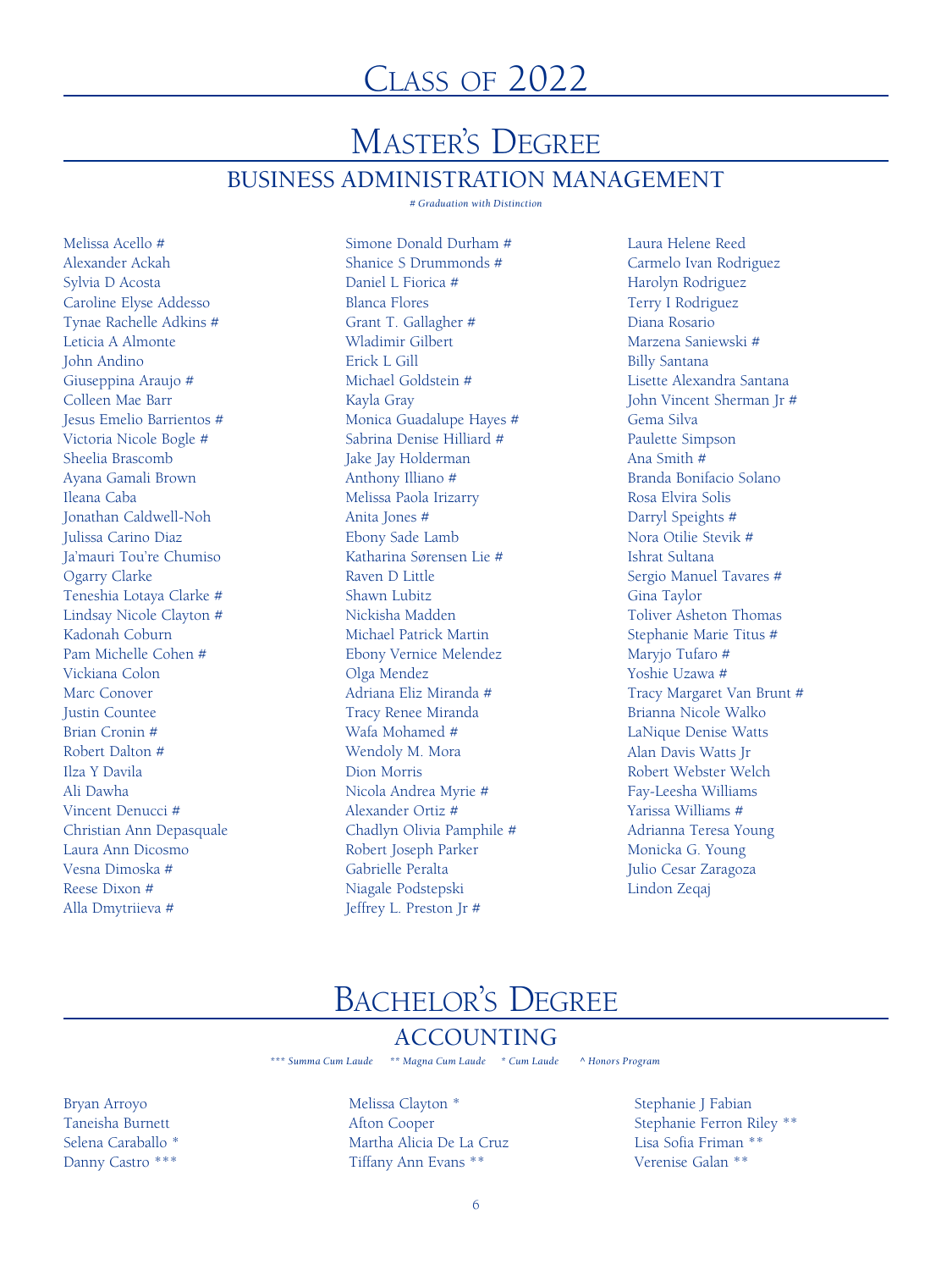# Class of 2022

## Master's Degree

### BUSINESS ADMINISTRATION MANAGEMENT

*# Graduation with Distinction*

Melissa Acello #
Alexander Ackah
Sylvia D Acosta
Caroline Elyse Addesso
Tynae Rachelle Adkins #
Leticia A Almonte
John Andino
Giuseppina Araujo #
Colleen Mae Barr
Jesus Emelio Barrientos #
Victoria Nicole Bogle #
Sheelia Brascomb
Ayana Gamali Brown
Ileana Caba
Jonathan Caldwell-Noh
Julissa Carino Diaz
Ja'mauri Tou're Chumiso
Ogarry Clarke
Teneshia Lotaya Clarke #
Lindsay Nicole Clayton #
Kadonah Coburn
Pam Michelle Cohen #
Vickiana Colon
Marc Conover
Justin Countee
Brian Cronin #
Robert Dalton #
Ilza Y Davila
Ali Dawha
Vincent Denucci #
Christian Ann Depasquale
Laura Ann Dicosmo
Vesna Dimoska #
Reese Dixon #
Alla Dmytriieva #
Simone Donald Durham #
Shanice S Drummonds #
Daniel L Fiorica #
Blanca Flores
Grant T. Gallagher #
Wladimir Gilbert
Erick L Gill
Michael Goldstein #
Kayla Gray
Monica Guadalupe Hayes #
Sabrina Denise Hilliard #
Jake Jay Holderman
Anthony Illiano #
Melissa Paola Irizarry
Anita Jones #
Ebony Sade Lamb
Katharina Sørensen Lie #
Raven D Little
Shawn Lubitz
Nickisha Madden
Michael Patrick Martin
Ebony Vernice Melendez
Olga Mendez
Adriana Eliz Miranda #
Tracy Renee Miranda
Wafa Mohamed #
Wendoly M. Mora
Dion Morris
Nicola Andrea Myrie #
Alexander Ortiz #
Chadlyn Olivia Pamphile #
Robert Joseph Parker
Gabrielle Peralta
Niagale Podstepski
Jeffrey L. Preston Jr #
Laura Helene Reed
Carmelo Ivan Rodriguez
Harolyn Rodriguez
Terry I Rodriguez
Diana Rosario
Marzena Saniewski #
Billy Santana
Lisette Alexandra Santana
John Vincent Sherman Jr #
Gema Silva
Paulette Simpson
Ana Smith #
Branda Bonifacio Solano
Rosa Elvira Solis
Darryl Speights #
Nora Otilie Stevik #
Ishrat Sultana
Sergio Manuel Tavares #
Gina Taylor
Toliver Asheton Thomas
Stephanie Marie Titus #
Maryjo Tufaro #
Yoshie Uzawa #
Tracy Margaret Van Brunt #
Brianna Nicole Walko
LaNique Denise Watts
Alan Davis Watts Jr
Robert Webster Welch
Fay-Leesha Williams
Yarissa Williams #
Adrianna Teresa Young
Monicka G. Young
Julio Cesar Zaragoza
Lindon Zeqaj

## Bachelor's Degree

### ACCOUNTING

*\*\*\* Summa Cum Laude    \*\* Magna Cum Laude    \* Cum Laude    ^ Honors Program*

Bryan Arroyo
Taneisha Burnett
Selena Caraballo *
Danny Castro ***
Melissa Clayton *
Afton Cooper
Martha Alicia De La Cruz
Tiffany Ann Evans **
Stephanie J Fabian
Stephanie Ferron Riley **
Lisa Sofia Friman **
Verenise Galan **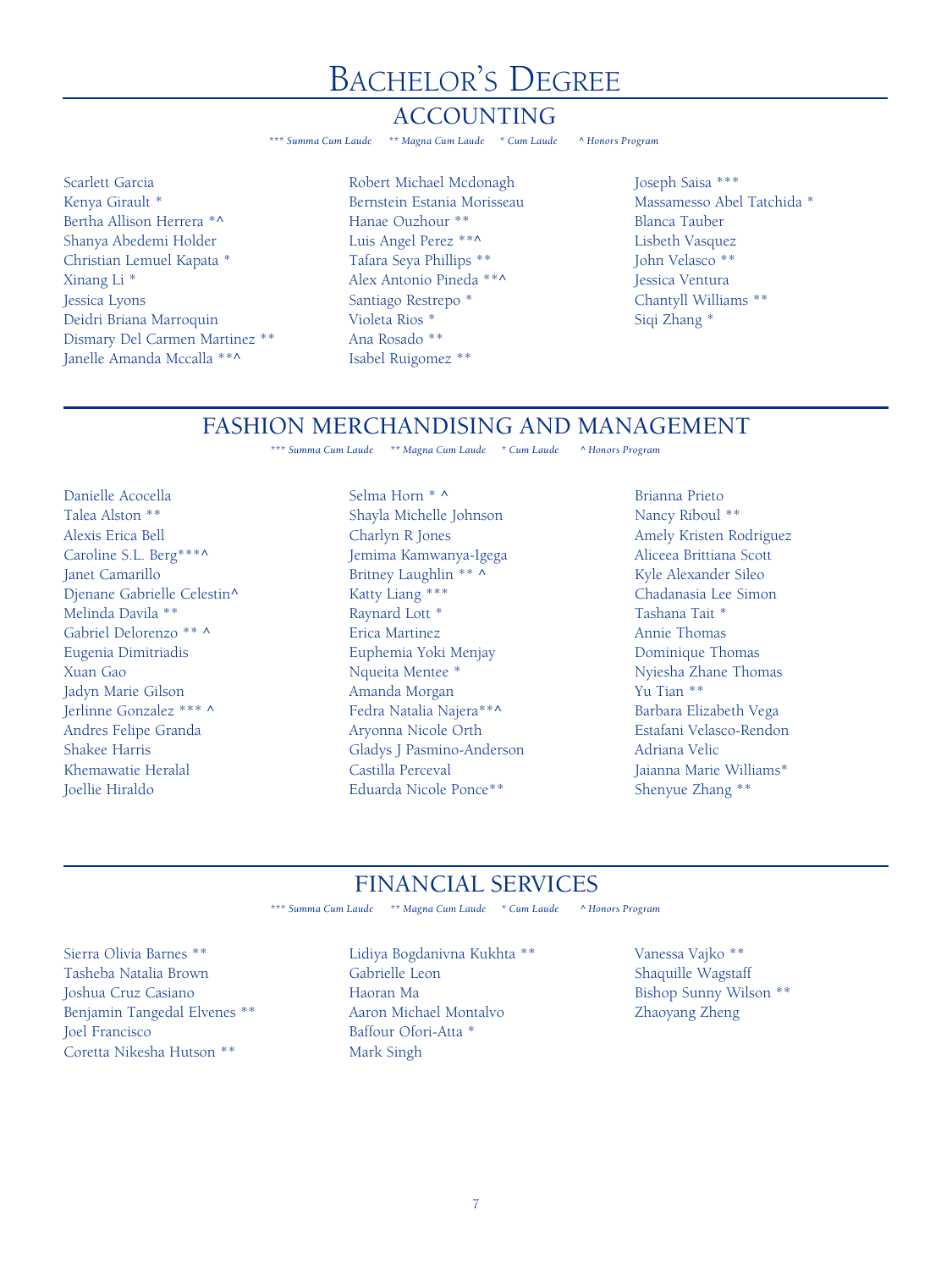# Bachelor's Degree

## ACCOUNTING

*\*\*\* Summa Cum Laude \*\* Magna Cum Laude \* Cum Laude ^ Honors Program*

Scarlett Garcia
Kenya Girault *
Bertha Allison Herrera *^
Shanya Abedemi Holder
Christian Lemuel Kapata *
Xinang Li *
Jessica Lyons
Deidri Briana Marroquin
Dismary Del Carmen Martinez **
Janelle Amanda Mccalla **^
Robert Michael Mcdonagh
Bernstein Estania Morisseau
Hanae Ouzhour **
Luis Angel Perez **^
Tafara Seya Phillips **
Alex Antonio Pineda **^
Santiago Restrepo *
Violeta Rios *
Ana Rosado **
Isabel Ruigomez **
Joseph Saisa ***
Massamesso Abel Tatchida *
Blanca Tauber
Lisbeth Vasquez
John Velasco **
Jessica Ventura
Chantyll Williams **
Siqi Zhang *

## FASHION MERCHANDISING AND MANAGEMENT

*\*\*\* Summa Cum Laude \*\* Magna Cum Laude \* Cum Laude ^ Honors Program*

Danielle Acocella
Talea Alston **
Alexis Erica Bell
Caroline S.L. Berg***^
Janet Camarillo
Djenane Gabrielle Celestin^
Melinda Davila **
Gabriel Delorenzo ** ^
Eugenia Dimitriadis
Xuan Gao
Jadyn Marie Gilson
Jerlinne Gonzalez *** ^
Andres Felipe Granda
Shakee Harris
Khemawatie Heralal
Joellie Hiraldo
Selma Horn * ^
Shayla Michelle Johnson
Charlyn R Jones
Jemima Kamwanya-Igega
Britney Laughlin ** ^
Katty Liang ***
Raynard Lott *
Erica Martinez
Euphemia Yoki Menjay
Nqueita Mentee *
Amanda Morgan
Fedra Natalia Najera**^
Aryonna Nicole Orth
Gladys J Pasmino-Anderson
Castilla Perceval
Eduarda Nicole Ponce**
Brianna Prieto
Nancy Riboul **
Amely Kristen Rodriguez
Aliceea Brittiana Scott
Kyle Alexander Sileo
Chadanasia Lee Simon
Tashana Tait *
Annie Thomas
Dominique Thomas
Nyiesha Zhane Thomas
Yu Tian **
Barbara Elizabeth Vega
Estafani Velasco-Rendon
Adriana Velic
Jaianna Marie Williams*
Shenyue Zhang **

## FINANCIAL SERVICES

*\*\*\* Summa Cum Laude \*\* Magna Cum Laude \* Cum Laude ^ Honors Program*

Sierra Olivia Barnes **
Tasheba Natalia Brown
Joshua Cruz Casiano
Benjamin Tangedal Elvenes **
Joel Francisco
Coretta Nikesha Hutson **
Lidiya Bogdanivna Kukhta **
Gabrielle Leon
Haoran Ma
Aaron Michael Montalvo
Baffour Ofori-Atta *
Mark Singh
Vanessa Vajko **
Shaquille Wagstaff
Bishop Sunny Wilson **
Zhaoyang Zheng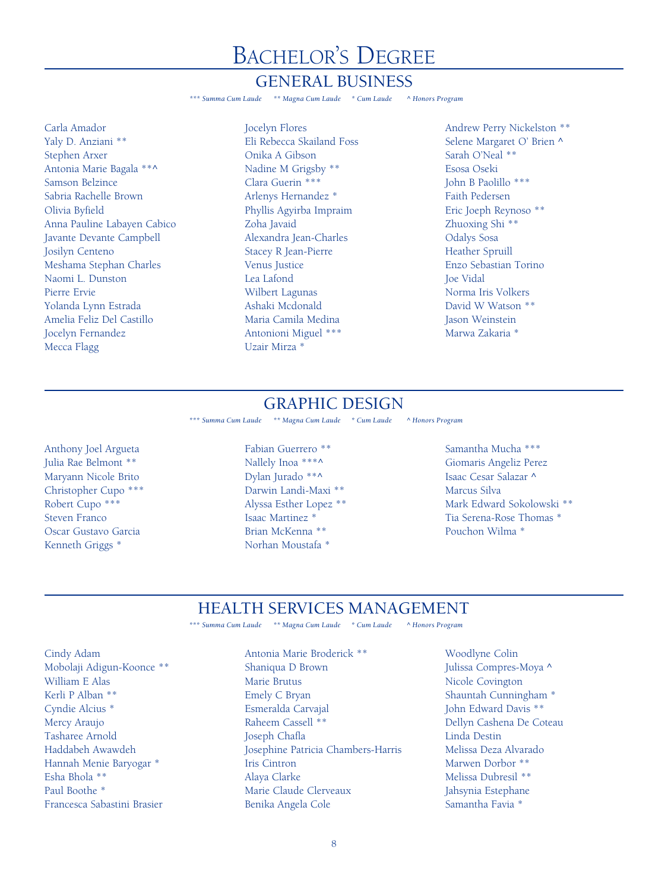# Bachelor's Degree

## GENERAL BUSINESS

*\*\*\* Summa Cum Laude &nbsp;&nbsp; \*\* Magna Cum Laude &nbsp;&nbsp; \* Cum Laude &nbsp;&nbsp; ^ Honors Program*

Carla Amador
Yaly D. Anziani **
Stephen Arxer
Antonia Marie Bagala **^
Samson Belzince
Sabria Rachelle Brown
Olivia Byfield
Anna Pauline Labayen Cabico
Javante Devante Campbell
Josilyn Centeno
Meshama Stephan Charles
Naomi L. Dunston
Pierre Ervie
Yolanda Lynn Estrada
Amelia Feliz Del Castillo
Jocelyn Fernandez
Mecca Flagg
Jocelyn Flores
Eli Rebecca Skailand Foss
Onika A Gibson
Nadine M Grigsby **
Clara Guerin ***
Arlenys Hernandez *
Phyllis Agyirba Impraim
Zoha Javaid
Alexandra Jean-Charles
Stacey R Jean-Pierre
Venus Justice
Lea Lafond
Wilbert Lagunas
Ashaki Mcdonald
Maria Camila Medina
Antonioni Miguel ***
Uzair Mirza *
Andrew Perry Nickelston **
Selene Margaret O' Brien ^
Sarah O'Neal **
Esosa Oseki
John B Paolillo ***
Faith Pedersen
Eric Joeph Reynoso **
Zhuoxing Shi **
Odalys Sosa
Heather Spruill
Enzo Sebastian Torino
Joe Vidal
Norma Iris Volkers
David W Watson **
Jason Weinstein
Marwa Zakaria *

## GRAPHIC DESIGN

*\*\*\* Summa Cum Laude &nbsp;&nbsp; \*\* Magna Cum Laude &nbsp;&nbsp; \* Cum Laude &nbsp;&nbsp; ^ Honors Program*

Anthony Joel Argueta
Julia Rae Belmont **
Maryann Nicole Brito
Christopher Cupo ***
Robert Cupo ***
Steven Franco
Oscar Gustavo Garcia
Kenneth Griggs *
Fabian Guerrero **
Nallely Inoa ***^
Dylan Jurado **^
Darwin Landi-Maxi **
Alyssa Esther Lopez **
Isaac Martinez *
Brian McKenna **
Norhan Moustafa *
Samantha Mucha ***
Giomaris Angeliz Perez
Isaac Cesar Salazar ^
Marcus Silva
Mark Edward Sokolowski **
Tia Serena-Rose Thomas *
Pouchon Wilma *

## HEALTH SERVICES MANAGEMENT

*\*\*\* Summa Cum Laude &nbsp;&nbsp; \*\* Magna Cum Laude &nbsp;&nbsp; \* Cum Laude &nbsp;&nbsp; ^ Honors Program*

Cindy Adam
Mobolaji Adigun-Koonce **
William E Alas
Kerli P Alban **
Cyndie Alcius *
Mercy Araujo
Tasharee Arnold
Haddabeh Awawdeh
Hannah Menie Baryogar *
Esha Bhola **
Paul Boothe *
Francesca Sabastini Brasier
Antonia Marie Broderick **
Shaniqua D Brown
Marie Brutus
Emely C Bryan
Esmeralda Carvajal
Raheem Cassell **
Joseph Chafla
Josephine Patricia Chambers-Harris
Iris Cintron
Alaya Clarke
Marie Claude Clerveaux
Benika Angela Cole
Woodlyne Colin
Julissa Compres-Moya ^
Nicole Covington
Shauntah Cunningham *
John Edward Davis **
Dellyn Cashena De Coteau
Linda Destin
Melissa Deza Alvarado
Marwen Dorbor **
Melissa Dubresil **
Jahsynia Estephane
Samantha Favia *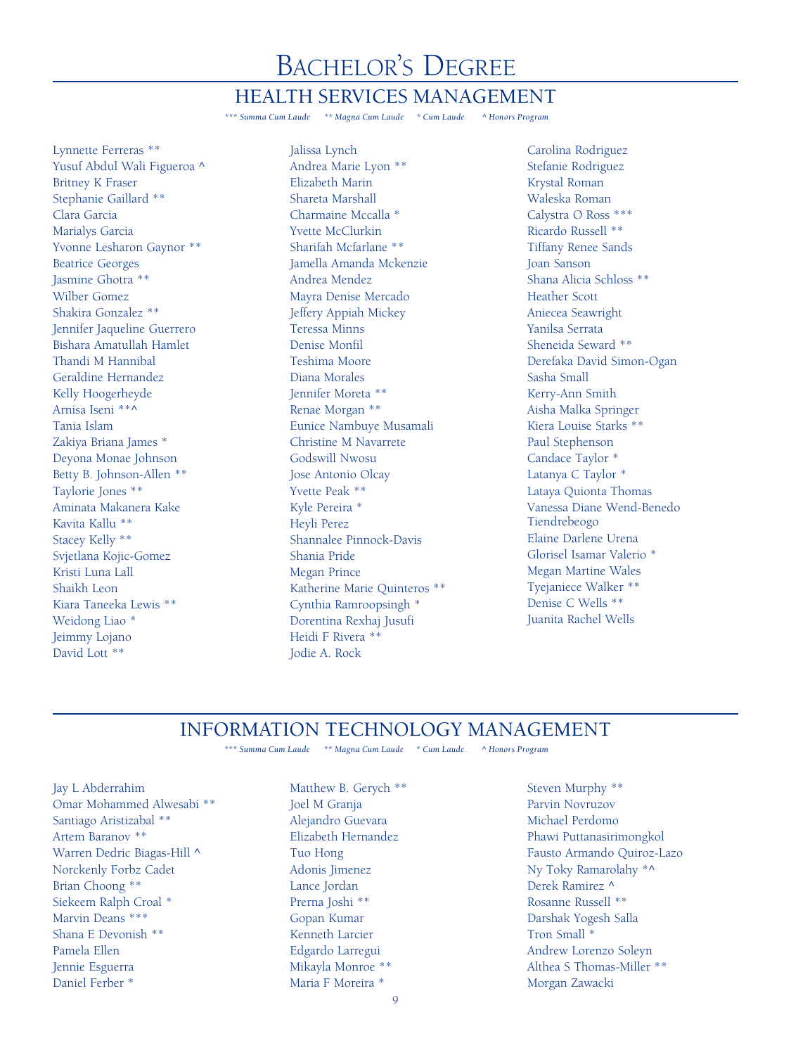# Bachelor's Degree

## HEALTH SERVICES MANAGEMENT

*\*\*\* Summa Cum Laude    \*\* Magna Cum Laude    \* Cum Laude    ^ Honors Program*

Lynnette Ferreras **
Yusuf Abdul Wali Figueroa ^
Britney K Fraser
Stephanie Gaillard **
Clara Garcia
Marialys Garcia
Yvonne Lesharon Gaynor **
Beatrice Georges
Jasmine Ghotra **
Wilber Gomez
Shakira Gonzalez **
Jennifer Jaqueline Guerrero
Bishara Amatullah Hamlet
Thandi M Hannibal
Geraldine Hernandez
Kelly Hoogerheyde
Arnisa Iseni **^
Tania Islam
Zakiya Briana James *
Deyona Monae Johnson
Betty B. Johnson-Allen **
Taylorie Jones **
Aminata Makanera Kake
Kavita Kallu **
Stacey Kelly **
Svjetlana Kojic-Gomez
Kristi Luna Lall
Shaikh Leon
Kiara Taneeka Lewis **
Weidong Liao *
Jeimmy Lojano
David Lott **
Jalissa Lynch
Andrea Marie Lyon **
Elizabeth Marin
Shareta Marshall
Charmaine Mccalla *
Yvette McClurkin
Sharifah Mcfarlane **
Jamella Amanda Mckenzie
Andrea Mendez
Mayra Denise Mercado
Jeffery Appiah Mickey
Teressa Minns
Denise Monfil
Teshima Moore
Diana Morales
Jennifer Moreta **
Renae Morgan **
Eunice Nambuye Musamali
Christine M Navarrete
Godswill Nwosu
Jose Antonio Olcay
Yvette Peak **
Kyle Pereira *
Heyli Perez
Shannalee Pinnock-Davis
Shania Pride
Megan Prince
Katherine Marie Quinteros **
Cynthia Ramroopsingh *
Dorentina Rexhaj Jusufi
Heidi F Rivera **
Jodie A. Rock
Carolina Rodriguez
Stefanie Rodriguez
Krystal Roman
Waleska Roman
Calystra O Ross ***
Ricardo Russell **
Tiffany Renee Sands
Joan Sanson
Shana Alicia Schloss **
Heather Scott
Aniecea Seawright
Yanilsa Serrata
Sheneida Seward **
Derefaka David Simon-Ogan
Sasha Small
Kerry-Ann Smith
Aisha Malka Springer
Kiera Louise Starks **
Paul Stephenson
Candace Taylor *
Latanya C Taylor *
Lataya Quionta Thomas
Vanessa Diane Wend-Benedo Tiendrebeogo
Elaine Darlene Urena
Glorisel Isamar Valerio *
Megan Martine Wales
Tyejaniece Walker **
Denise C Wells **
Juanita Rachel Wells

## INFORMATION TECHNOLOGY MANAGEMENT

*\*\*\* Summa Cum Laude    \*\* Magna Cum Laude    \* Cum Laude    ^ Honors Program*

Jay L Abderrahim
Omar Mohammed Alwesabi **
Santiago Aristizabal **
Artem Baranov **
Warren Dedric Biagas-Hill ^
Norckenly Forbz Cadet
Brian Choong **
Siekeem Ralph Croal *
Marvin Deans ***
Shana E Devonish **
Pamela Ellen
Jennie Esguerra
Daniel Ferber *
Matthew B. Gerych **
Joel M Granja
Alejandro Guevara
Elizabeth Hernandez
Tuo Hong
Adonis Jimenez
Lance Jordan
Prerna Joshi **
Gopan Kumar
Kenneth Larcier
Edgardo Larregui
Mikayla Monroe **
Maria F Moreira *
Steven Murphy **
Parvin Novruzov
Michael Perdomo
Phawi Puttanasirimongkol
Fausto Armando Quiroz-Lazo
Ny Toky Ramarolahy *^
Derek Ramirez ^
Rosanne Russell **
Darshak Yogesh Salla
Tron Small *
Andrew Lorenzo Soleyn
Althea S Thomas-Miller **
Morgan Zawacki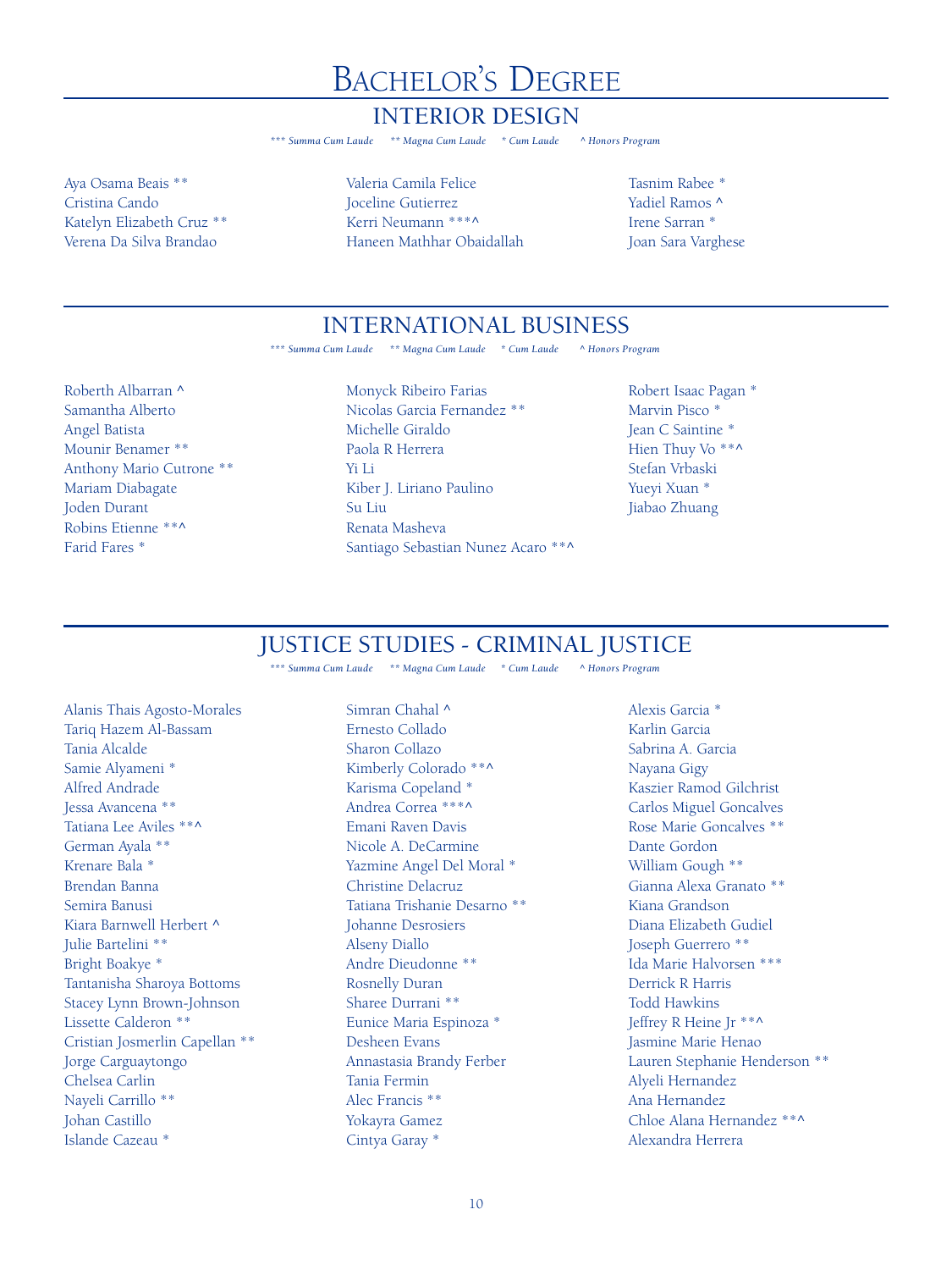# Bachelor's Degree

## INTERIOR DESIGN

*\*\*\* Summa Cum Laude   \*\* Magna Cum Laude   \* Cum Laude   ^ Honors Program*

Aya Osama Beais **
Cristina Cando
Katelyn Elizabeth Cruz **
Verena Da Silva Brandao
Valeria Camila Felice
Joceline Gutierrez
Kerri Neumann ***^
Haneen Mathhar Obaidallah
Tasnim Rabee *
Yadiel Ramos ^
Irene Sarran *
Joan Sara Varghese

## INTERNATIONAL BUSINESS

*\*\*\* Summa Cum Laude   \*\* Magna Cum Laude   \* Cum Laude   ^ Honors Program*

Roberth Albarran ^
Samantha Alberto
Angel Batista
Mounir Benamer **
Anthony Mario Cutrone **
Mariam Diabagate
Joden Durant
Robins Etienne **^
Farid Fares *
Monyck Ribeiro Farias
Nicolas Garcia Fernandez **
Michelle Giraldo
Paola R Herrera
Yi Li
Kiber J. Liriano Paulino
Su Liu
Renata Masheva
Santiago Sebastian Nunez Acaro **^
Robert Isaac Pagan *
Marvin Pisco *
Jean C Saintine *
Hien Thuy Vo **^
Stefan Vrbaski
Yueyi Xuan *
Jiabao Zhuang

## JUSTICE STUDIES - CRIMINAL JUSTICE

*\*\*\* Summa Cum Laude   \*\* Magna Cum Laude   \* Cum Laude   ^ Honors Program*

Alanis Thais Agosto-Morales
Tariq Hazem Al-Bassam
Tania Alcalde
Samie Alyameni *
Alfred Andrade
Jessa Avancena **
Tatiana Lee Aviles **^
German Ayala **
Krenare Bala *
Brendan Banna
Semira Banusi
Kiara Barnwell Herbert ^
Julie Bartelini **
Bright Boakye *
Tantanisha Sharoya Bottoms
Stacey Lynn Brown-Johnson
Lissette Calderon **
Cristian Josmerlin Capellan **
Jorge Carguaytongo
Chelsea Carlin
Nayeli Carrillo **
Johan Castillo
Islande Cazeau *
Simran Chahal ^
Ernesto Collado
Sharon Collazo
Kimberly Colorado **^
Karisma Copeland *
Andrea Correa ***^
Emani Raven Davis
Nicole A. DeCarmine
Yazmine Angel Del Moral *
Christine Delacruz
Tatiana Trishanie Desarno **
Johanne Desrosiers
Alseny Diallo
Andre Dieudonne **
Rosnelly Duran
Sharee Durrani **
Eunice Maria Espinoza *
Desheen Evans
Annastasia Brandy Ferber
Tania Fermin
Alec Francis **
Yokayra Gamez
Cintya Garay *
Alexis Garcia *
Karlin Garcia
Sabrina A. Garcia
Nayana Gigy
Kaszier Ramod Gilchrist
Carlos Miguel Goncalves
Rose Marie Goncalves **
Dante Gordon
William Gough **
Gianna Alexa Granato **
Kiana Grandson
Diana Elizabeth Gudiel
Joseph Guerrero **
Ida Marie Halvorsen ***
Derrick R Harris
Todd Hawkins
Jeffrey R Heine Jr **^
Jasmine Marie Henao
Lauren Stephanie Henderson **
Alyeli Hernandez
Ana Hernandez
Chloe Alana Hernandez **^
Alexandra Herrera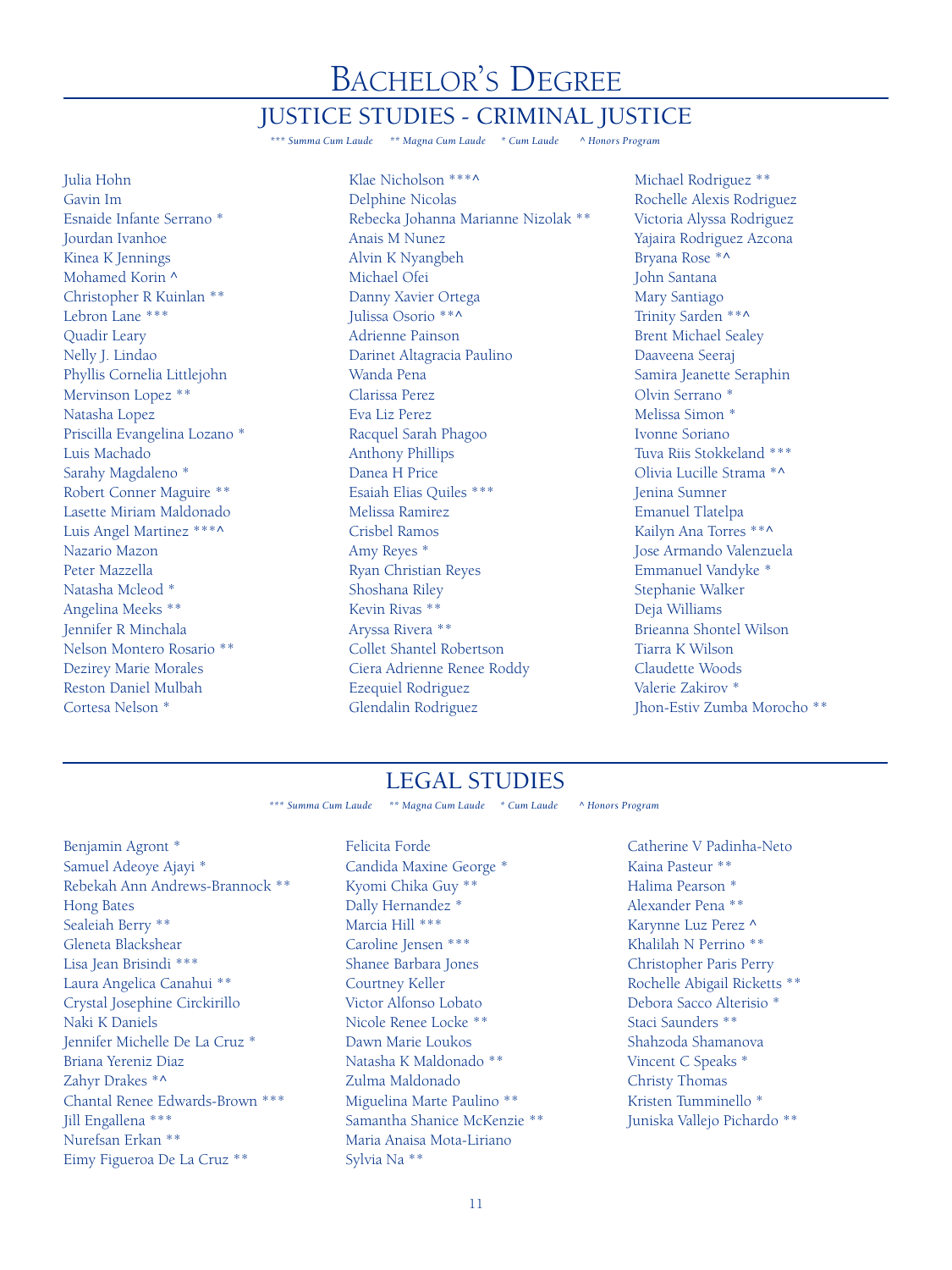# Bachelor's Degree

## JUSTICE STUDIES - CRIMINAL JUSTICE

*\*\*\* Summa Cum Laude   \*\* Magna Cum Laude   \* Cum Laude   ^ Honors Program*

Julia Hohn
Gavin Im
Esnaide Infante Serrano *
Jourdan Ivanhoe
Kinea K Jennings
Mohamed Korin ^
Christopher R Kuinlan **
Lebron Lane ***
Quadir Leary
Nelly J. Lindao
Phyllis Cornelia Littlejohn
Mervinson Lopez **
Natasha Lopez
Priscilla Evangelina Lozano *
Luis Machado
Sarahy Magdaleno *
Robert Conner Maguire **
Lasette Miriam Maldonado
Luis Angel Martinez ***^
Nazario Mazon
Peter Mazzella
Natasha Mcleod *
Angelina Meeks **
Jennifer R Minchala
Nelson Montero Rosario **
Dezirey Marie Morales
Reston Daniel Mulbah
Cortesa Nelson *
Klae Nicholson ***^
Delphine Nicolas
Rebecka Johanna Marianne Nizolak **
Anais M Nunez
Alvin K Nyangbeh
Michael Ofei
Danny Xavier Ortega
Julissa Osorio **^
Adrienne Painson
Darinet Altagracia Paulino
Wanda Pena
Clarissa Perez
Eva Liz Perez
Racquel Sarah Phagoo
Anthony Phillips
Danea H Price
Esaiah Elias Quiles ***
Melissa Ramirez
Crisbel Ramos
Amy Reyes *
Ryan Christian Reyes
Shoshana Riley
Kevin Rivas **
Aryssa Rivera **
Collet Shantel Robertson
Ciera Adrienne Renee Roddy
Ezequiel Rodriguez
Glendalin Rodriguez
Michael Rodriguez **
Rochelle Alexis Rodriguez
Victoria Alyssa Rodriguez
Yajaira Rodriguez Azcona
Bryana Rose *^
John Santana
Mary Santiago
Trinity Sarden **^
Brent Michael Sealey
Daaveena Seeraj
Samira Jeanette Seraphin
Olvin Serrano *
Melissa Simon *
Ivonne Soriano
Tuva Riis Stokkeland ***
Olivia Lucille Strama *^
Jenina Sumner
Emanuel Tlatelpa
Kailyn Ana Torres **^
Jose Armando Valenzuela
Emmanuel Vandyke *
Stephanie Walker
Deja Williams
Brieanna Shontel Wilson
Tiarra K Wilson
Claudette Woods
Valerie Zakirov *
Jhon-Estiv Zumba Morocho **

## LEGAL STUDIES

*\*\*\* Summa Cum Laude   \*\* Magna Cum Laude   \* Cum Laude   ^ Honors Program*

Benjamin Agront *
Samuel Adeoye Ajayi *
Rebekah Ann Andrews-Brannock **
Hong Bates
Sealeiah Berry **
Gleneta Blackshear
Lisa Jean Brisindi ***
Laura Angelica Canahui **
Crystal Josephine Circkirillo
Naki K Daniels
Jennifer Michelle De La Cruz *
Briana Yereniz Diaz
Zahyr Drakes *^
Chantal Renee Edwards-Brown ***
Jill Engallena ***
Nurefsan Erkan **
Eimy Figueroa De La Cruz **
Felicita Forde
Candida Maxine George *
Kyomi Chika Guy **
Dally Hernandez *
Marcia Hill ***
Caroline Jensen ***
Shanee Barbara Jones
Courtney Keller
Victor Alfonso Lobato
Nicole Renee Locke **
Dawn Marie Loukos
Natasha K Maldonado **
Zulma Maldonado
Miguelina Marte Paulino **
Samantha Shanice McKenzie **
Maria Anaisa Mota-Liriano
Sylvia Na **
Catherine V Padinha-Neto
Kaina Pasteur **
Halima Pearson *
Alexander Pena **
Karynne Luz Perez ^
Khalilah N Perrino **
Christopher Paris Perry
Rochelle Abigail Ricketts **
Debora Sacco Alterisio *
Staci Saunders **
Shahzoda Shamanova
Vincent C Speaks *
Christy Thomas
Kristen Tumminello *
Juniska Vallejo Pichardo **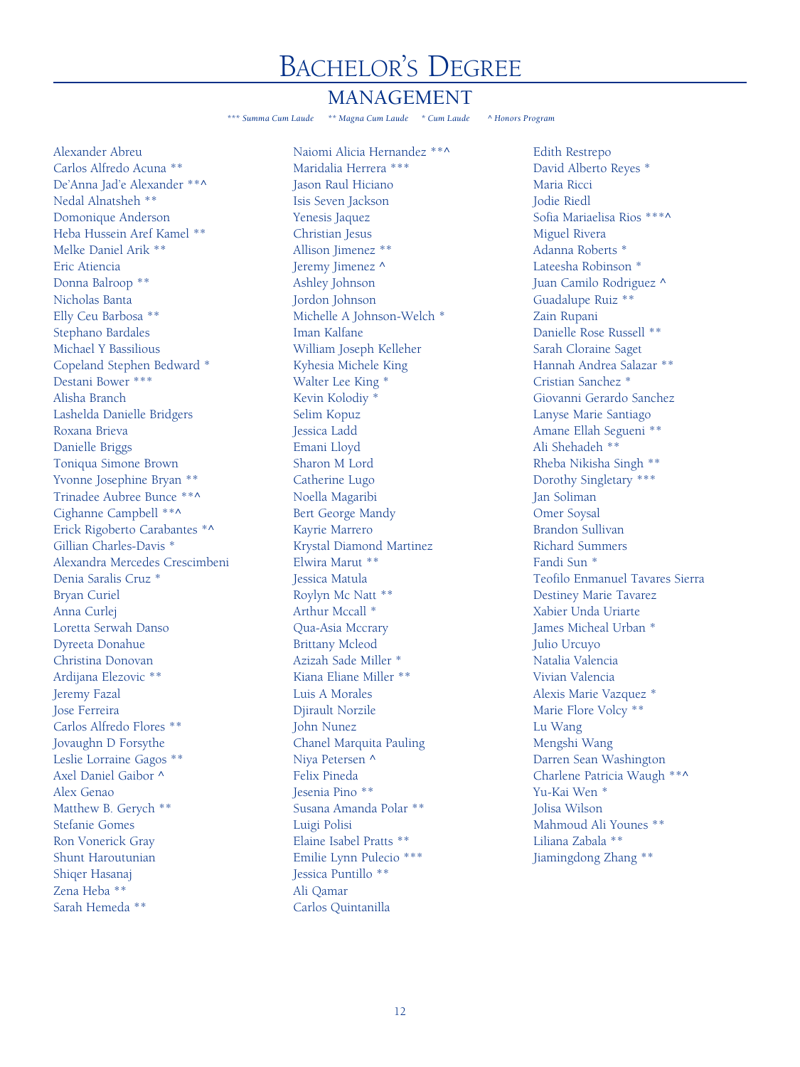# Bachelor's Degree

## MANAGEMENT

*\*\*\* Summa Cum Laude      \*\* Magna Cum Laude      \* Cum Laude      ^ Honors Program*

Alexander Abreu
Carlos Alfredo Acuna **
De'Anna Jad'e Alexander **^
Nedal Alnatsheh **
Domonique Anderson
Heba Hussein Aref Kamel **
Melke Daniel Arik **
Eric Atiencia
Donna Balroop **
Nicholas Banta
Elly Ceu Barbosa **
Stephano Bardales
Michael Y Bassilious
Copeland Stephen Bedward *
Destani Bower ***
Alisha Branch
Lashelda Danielle Bridgers
Roxana Brieva
Danielle Briggs
Toniqua Simone Brown
Yvonne Josephine Bryan **
Trinadee Aubree Bunce **^
Cighanne Campbell **^
Erick Rigoberto Carabantes *^
Gillian Charles-Davis *
Alexandra Mercedes Crescimbeni
Denia Saralis Cruz *
Bryan Curiel
Anna Curlej
Loretta Serwah Danso
Dyreeta Donahue
Christina Donovan
Ardijana Elezovic **
Jeremy Fazal
Jose Ferreira
Carlos Alfredo Flores **
Jovaughn D Forsythe
Leslie Lorraine Gagos **
Axel Daniel Gaibor ^
Alex Genao
Matthew B. Gerych **
Stefanie Gomes
Ron Vonerick Gray
Shunt Haroutunian
Shiqer Hasanaj
Zena Heba **
Sarah Hemeda **
Naiomi Alicia Hernandez **^
Maridalia Herrera ***
Jason Raul Hiciano
Isis Seven Jackson
Yenesis Jaquez
Christian Jesus
Allison Jimenez **
Jeremy Jimenez ^
Ashley Johnson
Jordon Johnson
Michelle A Johnson-Welch *
Iman Kalfane
William Joseph Kelleher
Kyhesia Michele King
Walter Lee King *
Kevin Kolodiy *
Selim Kopuz
Jessica Ladd
Emani Lloyd
Sharon M Lord
Catherine Lugo
Noella Magaribi
Bert George Mandy
Kayrie Marrero
Krystal Diamond Martinez
Elwira Marut **
Jessica Matula
Roylyn Mc Natt **
Arthur Mccall *
Qua-Asia Mccrary
Brittany Mcleod
Azizah Sade Miller *
Kiana Eliane Miller **
Luis A Morales
Djirault Norzile
John Nunez
Chanel Marquita Pauling
Niya Petersen ^
Felix Pineda
Jesenia Pino **
Susana Amanda Polar **
Luigi Polisi
Elaine Isabel Pratts **
Emilie Lynn Pulecio ***
Jessica Puntillo **
Ali Qamar
Carlos Quintanilla
Edith Restrepo
David Alberto Reyes *
Maria Ricci
Jodie Riedl
Sofia Mariaelisa Rios ***^
Miguel Rivera
Adanna Roberts *
Lateesha Robinson *
Juan Camilo Rodriguez ^
Guadalupe Ruiz **
Zain Rupani
Danielle Rose Russell **
Sarah Cloraine Saget
Hannah Andrea Salazar **
Cristian Sanchez *
Giovanni Gerardo Sanchez
Lanyse Marie Santiago
Amane Ellah Segueni **
Ali Shehadeh **
Rheba Nikisha Singh **
Dorothy Singletary ***
Jan Soliman
Omer Soysal
Brandon Sullivan
Richard Summers
Fandi Sun *
Teofilo Enmanuel Tavares Sierra
Destiney Marie Tavarez
Xabier Unda Uriarte
James Micheal Urban *
Julio Urcuyo
Natalia Valencia
Vivian Valencia
Alexis Marie Vazquez *
Marie Flore Volcy **
Lu Wang
Mengshi Wang
Darren Sean Washington
Charlene Patricia Waugh **^
Yu-Kai Wen *
Jolisa Wilson
Mahmoud Ali Younes **
Liliana Zabala **
Jiamingdong Zhang **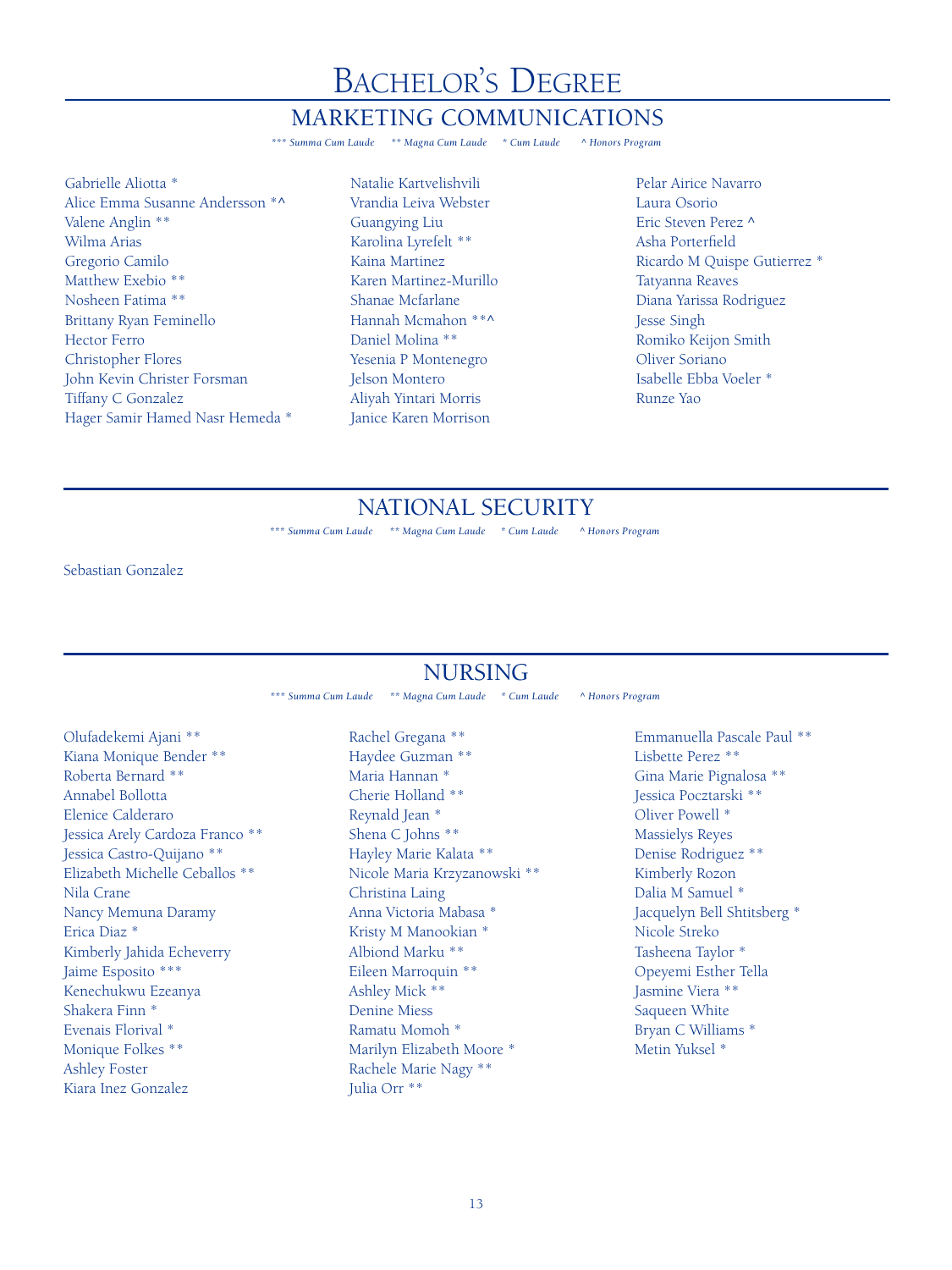# Bachelor's Degree

## MARKETING COMMUNICATIONS

*\*\*\* Summa Cum Laude    \*\* Magna Cum Laude    \* Cum Laude    ^ Honors Program*

Gabrielle Aliotta *
Alice Emma Susanne Andersson *^
Valene Anglin **
Wilma Arias
Gregorio Camilo
Matthew Exebio **
Nosheen Fatima **
Brittany Ryan Feminello
Hector Ferro
Christopher Flores
John Kevin Christer Forsman
Tiffany C Gonzalez
Hager Samir Hamed Nasr Hemeda *
Natalie Kartvelishvili
Vrandia Leiva Webster
Guangying Liu
Karolina Lyrefelt **
Kaina Martinez
Karen Martinez-Murillo
Shanae Mcfarlane
Hannah Mcmahon **^
Daniel Molina **
Yesenia P Montenegro
Jelson Montero
Aliyah Yintari Morris
Janice Karen Morrison
Pelar Airice Navarro
Laura Osorio
Eric Steven Perez ^
Asha Porterfield
Ricardo M Quispe Gutierrez *
Tatyanna Reaves
Diana Yarissa Rodriguez
Jesse Singh
Romiko Keijon Smith
Oliver Soriano
Isabelle Ebba Voeler *
Runze Yao

## NATIONAL SECURITY

*\*\*\* Summa Cum Laude    \*\* Magna Cum Laude    \* Cum Laude    ^ Honors Program*

Sebastian Gonzalez

## NURSING

*\*\*\* Summa Cum Laude    \*\* Magna Cum Laude    \* Cum Laude    ^ Honors Program*

Olufadekemi Ajani **
Kiana Monique Bender **
Roberta Bernard **
Annabel Bollotta
Elenice Calderaro
Jessica Arely Cardoza Franco **
Jessica Castro-Quijano **
Elizabeth Michelle Ceballos **
Nila Crane
Nancy Memuna Daramy
Erica Diaz *
Kimberly Jahida Echeverry
Jaime Esposito ***
Kenechukwu Ezeanya
Shakera Finn *
Evenais Florival *
Monique Folkes **
Ashley Foster
Kiara Inez Gonzalez
Rachel Gregana **
Haydee Guzman **
Maria Hannan *
Cherie Holland **
Reynald Jean *
Shena C Johns **
Hayley Marie Kalata **
Nicole Maria Krzyzanowski **
Christina Laing
Anna Victoria Mabasa *
Kristy M Manookian *
Albiond Marku **
Eileen Marroquin **
Ashley Mick **
Denine Miess
Ramatu Momoh *
Marilyn Elizabeth Moore *
Rachele Marie Nagy **
Julia Orr **
Emmanuella Pascale Paul **
Lisbette Perez **
Gina Marie Pignalosa **
Jessica Pocztarski **
Oliver Powell *
Massielys Reyes
Denise Rodriguez **
Kimberly Rozon
Dalia M Samuel *
Jacquelyn Bell Shtitsberg *
Nicole Streko
Tasheena Taylor *
Opeyemi Esther Tella
Jasmine Viera **
Saqueen White
Bryan C Williams *
Metin Yuksel *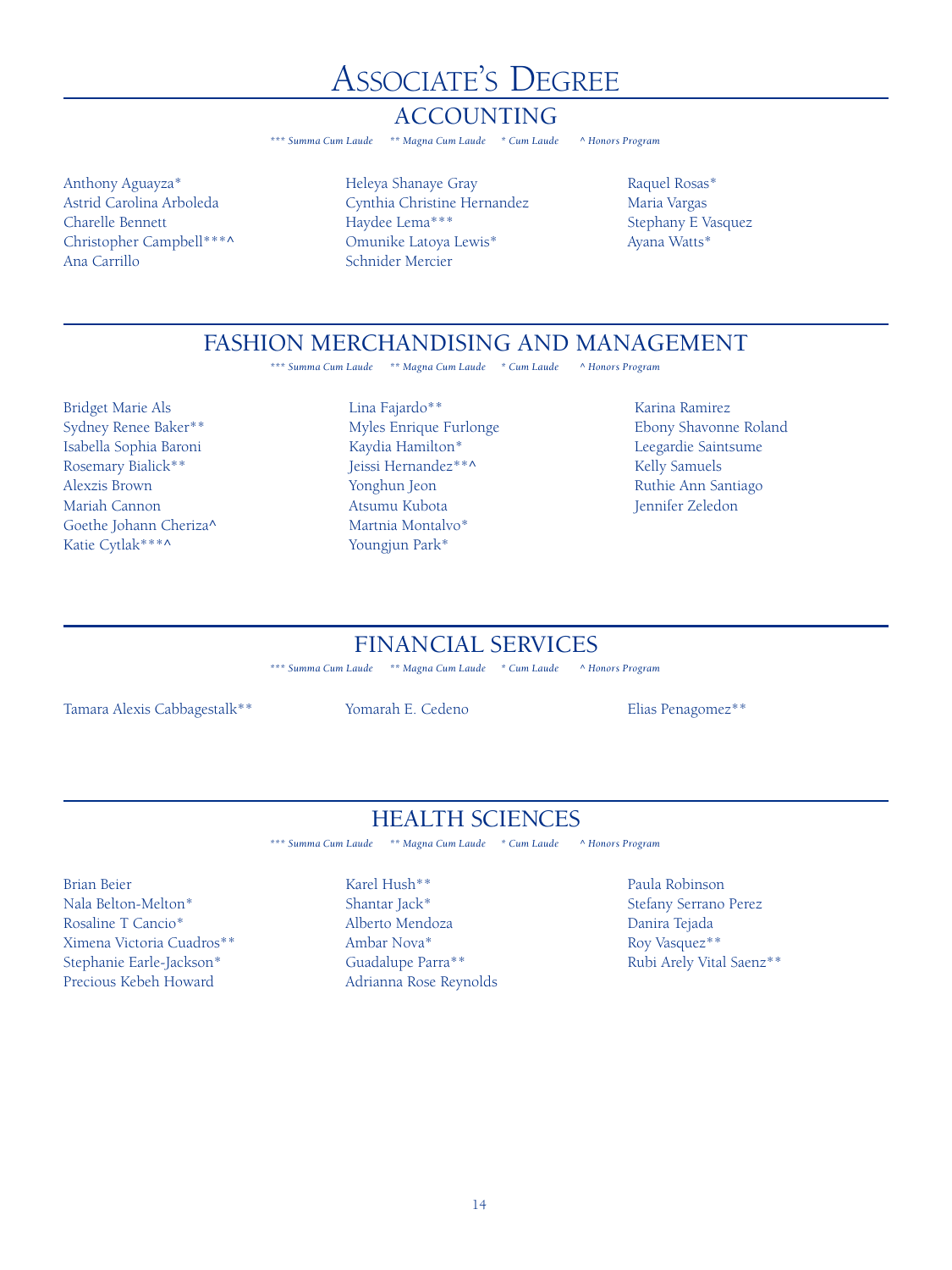# Associate's Degree

## ACCOUNTING

*\*\*\* Summa Cum Laude   \*\* Magna Cum Laude   \* Cum Laude   ^ Honors Program*

Anthony Aguayza*
Astrid Carolina Arboleda
Charelle Bennett
Christopher Campbell***^
Ana Carrillo
Heleya Shanaye Gray
Cynthia Christine Hernandez
Haydee Lema***
Omunike Latoya Lewis*
Schnider Mercier
Raquel Rosas*
Maria Vargas
Stephany E Vasquez
Ayana Watts*

## FASHION MERCHANDISING AND MANAGEMENT

*\*\*\* Summa Cum Laude   \*\* Magna Cum Laude   \* Cum Laude   ^ Honors Program*

Bridget Marie Als
Sydney Renee Baker**
Isabella Sophia Baroni
Rosemary Bialick**
Alexzis Brown
Mariah Cannon
Goethe Johann Cheriza^
Katie Cytlak***^
Lina Fajardo**
Myles Enrique Furlonge
Kaydia Hamilton*
Jeissi Hernandez**^
Yonghun Jeon
Atsumu Kubota
Martnia Montalvo*
Youngjun Park*
Karina Ramirez
Ebony Shavonne Roland
Leegardie Saintsume
Kelly Samuels
Ruthie Ann Santiago
Jennifer Zeledon

## FINANCIAL SERVICES

*\*\*\* Summa Cum Laude   \*\* Magna Cum Laude   \* Cum Laude   ^ Honors Program*

Tamara Alexis Cabbagestalk**
Yomarah E. Cedeno
Elias Penagomez**

## HEALTH SCIENCES

*\*\*\* Summa Cum Laude   \*\* Magna Cum Laude   \* Cum Laude   ^ Honors Program*

Brian Beier
Nala Belton-Melton*
Rosaline T Cancio*
Ximena Victoria Cuadros**
Stephanie Earle-Jackson*
Precious Kebeh Howard
Karel Hush**
Shantar Jack*
Alberto Mendoza
Ambar Nova*
Guadalupe Parra**
Adrianna Rose Reynolds
Paula Robinson
Stefany Serrano Perez
Danira Tejada
Roy Vasquez**
Rubi Arely Vital Saenz**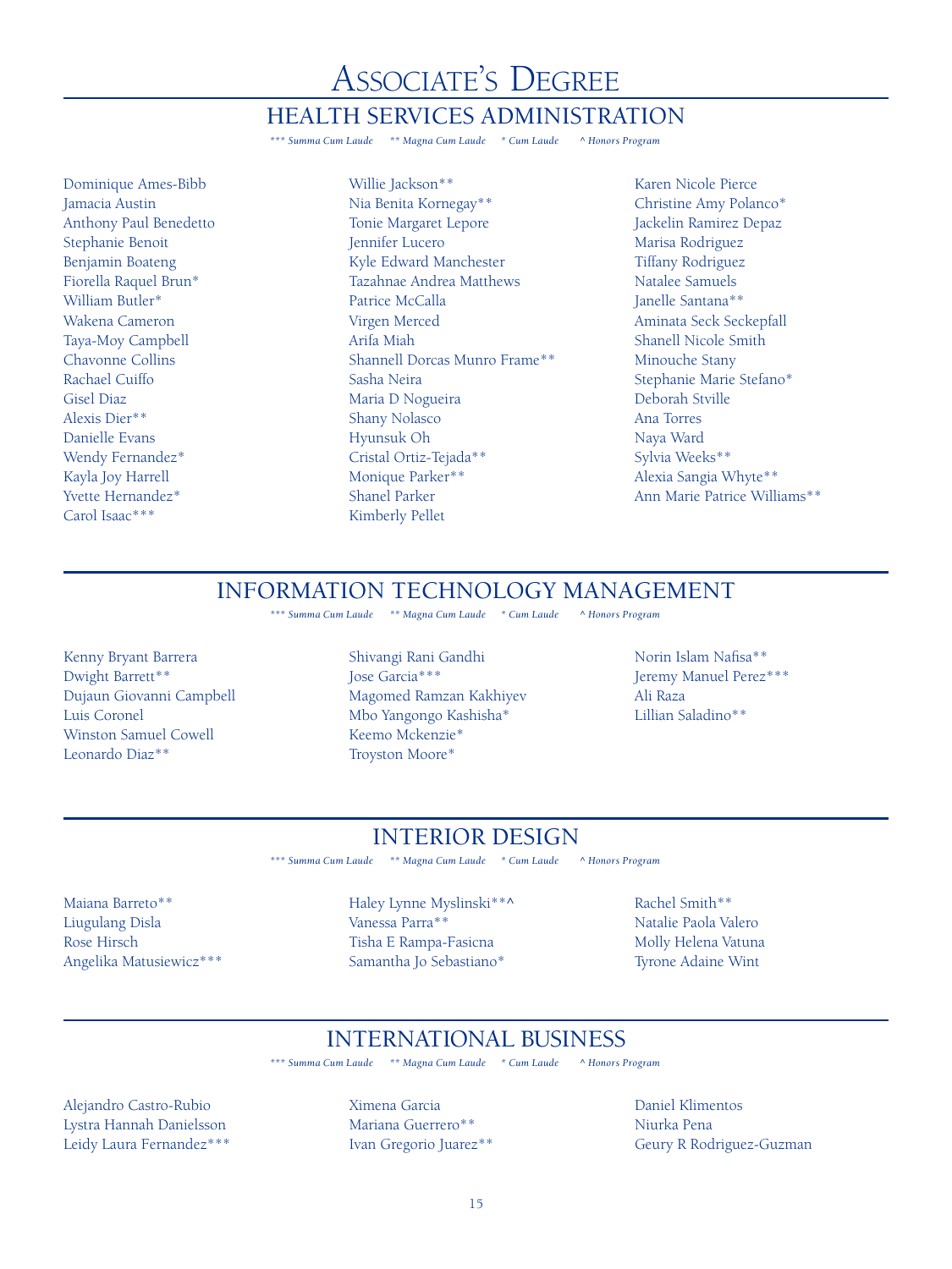# Associate's Degree

## HEALTH SERVICES ADMINISTRATION

*\*\*\* Summa Cum Laude &nbsp;&nbsp; \*\* Magna Cum Laude &nbsp;&nbsp; \* Cum Laude &nbsp;&nbsp; ^ Honors Program*

Dominique Ames-Bibb
Jamacia Austin
Anthony Paul Benedetto
Stephanie Benoit
Benjamin Boateng
Fiorella Raquel Brun*
William Butler*
Wakena Cameron
Taya-Moy Campbell
Chavonne Collins
Rachael Cuiffo
Gisel Diaz
Alexis Dier**
Danielle Evans
Wendy Fernandez*
Kayla Joy Harrell
Yvette Hernandez*
Carol Isaac***
Willie Jackson**
Nia Benita Kornegay**
Tonie Margaret Lepore
Jennifer Lucero
Kyle Edward Manchester
Tazahnae Andrea Matthews
Patrice McCalla
Virgen Merced
Arifa Miah
Shannell Dorcas Munro Frame**
Sasha Neira
Maria D Nogueira
Shany Nolasco
Hyunsuk Oh
Cristal Ortiz-Tejada**
Monique Parker**
Shanel Parker
Kimberly Pellet
Karen Nicole Pierce
Christine Amy Polanco*
Jackelin Ramirez Depaz
Marisa Rodriguez
Tiffany Rodriguez
Natalee Samuels
Janelle Santana**
Aminata Seck Seckepfall
Shanell Nicole Smith
Minouche Stany
Stephanie Marie Stefano*
Deborah Stville
Ana Torres
Naya Ward
Sylvia Weeks**
Alexia Sangia Whyte**
Ann Marie Patrice Williams**

## INFORMATION TECHNOLOGY MANAGEMENT

*\*\*\* Summa Cum Laude &nbsp;&nbsp; \*\* Magna Cum Laude &nbsp;&nbsp; \* Cum Laude &nbsp;&nbsp; ^ Honors Program*

Kenny Bryant Barrera
Dwight Barrett**
Dujaun Giovanni Campbell
Luis Coronel
Winston Samuel Cowell
Leonardo Diaz**
Shivangi Rani Gandhi
Jose Garcia***
Magomed Ramzan Kakhiyev
Mbo Yangongo Kashisha*
Keemo Mckenzie*
Troyston Moore*
Norin Islam Nafisa**
Jeremy Manuel Perez***
Ali Raza
Lillian Saladino**

## INTERIOR DESIGN

*\*\*\* Summa Cum Laude &nbsp;&nbsp; \*\* Magna Cum Laude &nbsp;&nbsp; \* Cum Laude &nbsp;&nbsp; ^ Honors Program*

Maiana Barreto**
Liugulang Disla
Rose Hirsch
Angelika Matusiewicz***
Haley Lynne Myslinski**^
Vanessa Parra**
Tisha E Rampa-Fasicna
Samantha Jo Sebastiano*
Rachel Smith**
Natalie Paola Valero
Molly Helena Vatuna
Tyrone Adaine Wint

## INTERNATIONAL BUSINESS

*\*\*\* Summa Cum Laude &nbsp;&nbsp; \*\* Magna Cum Laude &nbsp;&nbsp; \* Cum Laude &nbsp;&nbsp; ^ Honors Program*

Alejandro Castro-Rubio
Lystra Hannah Danielsson
Leidy Laura Fernandez***
Ximena Garcia
Mariana Guerrero**
Ivan Gregorio Juarez**
Daniel Klimentos
Niurka Pena
Geury R Rodriguez-Guzman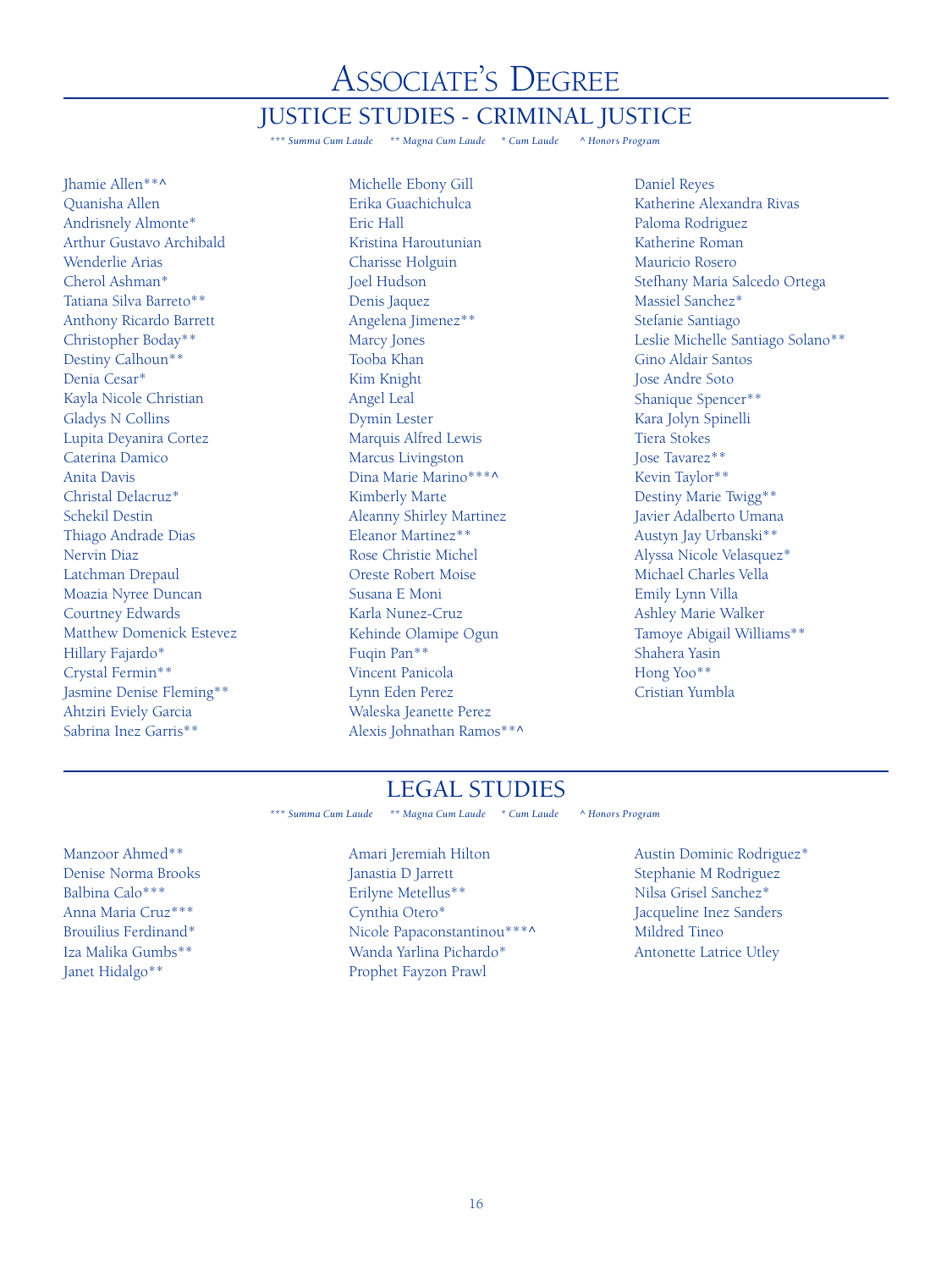# Associate's Degree

## JUSTICE STUDIES - CRIMINAL JUSTICE

*\*\*\* Summa Cum Laude    \*\* Magna Cum Laude    \* Cum Laude    ^ Honors Program*

Jhamie Allen**^
Quanisha Allen
Andrisnely Almonte*
Arthur Gustavo Archibald
Wenderlie Arias
Cherol Ashman*
Tatiana Silva Barreto**
Anthony Ricardo Barrett
Christopher Boday**
Destiny Calhoun**
Denia Cesar*
Kayla Nicole Christian
Gladys N Collins
Lupita Deyanira Cortez
Caterina Damico
Anita Davis
Christal Delacruz*
Schekil Destin
Thiago Andrade Dias
Nervin Diaz
Latchman Drepaul
Moazia Nyree Duncan
Courtney Edwards
Matthew Domenick Estevez
Hillary Fajardo*
Crystal Fermin**
Jasmine Denise Fleming**
Ahtziri Eviely Garcia
Sabrina Inez Garris**
Michelle Ebony Gill
Erika Guachichulca
Eric Hall
Kristina Haroutunian
Charisse Holguin
Joel Hudson
Denis Jaquez
Angelena Jimenez**
Marcy Jones
Tooba Khan
Kim Knight
Angel Leal
Dymin Lester
Marquis Alfred Lewis
Marcus Livingston
Dina Marie Marino***^
Kimberly Marte
Aleanny Shirley Martinez
Eleanor Martinez**
Rose Christie Michel
Oreste Robert Moise
Susana E Moni
Karla Nunez-Cruz
Kehinde Olamipe Ogun
Fuqin Pan**
Vincent Panicola
Lynn Eden Perez
Waleska Jeanette Perez
Alexis Johnathan Ramos**^
Daniel Reyes
Katherine Alexandra Rivas
Paloma Rodriguez
Katherine Roman
Mauricio Rosero
Stefhany Maria Salcedo Ortega
Massiel Sanchez*
Stefanie Santiago
Leslie Michelle Santiago Solano**
Gino Aldair Santos
Jose Andre Soto
Shanique Spencer**
Kara Jolyn Spinelli
Tiera Stokes
Jose Tavarez**
Kevin Taylor**
Destiny Marie Twigg**
Javier Adalberto Umana
Austyn Jay Urbanski**
Alyssa Nicole Velasquez*
Michael Charles Vella
Emily Lynn Villa
Ashley Marie Walker
Tamoye Abigail Williams**
Shahera Yasin
Hong Yoo**
Cristian Yumbla

## LEGAL STUDIES

*\*\*\* Summa Cum Laude    \*\* Magna Cum Laude    \* Cum Laude    ^ Honors Program*

Manzoor Ahmed**
Denise Norma Brooks
Balbina Calo***
Anna Maria Cruz***
Brouilius Ferdinand*
Iza Malika Gumbs**
Janet Hidalgo**
Amari Jeremiah Hilton
Janastia D Jarrett
Erilyne Metellus**
Cynthia Otero*
Nicole Papaconstantinou***^
Wanda Yarlina Pichardo*
Prophet Fayzon Prawl
Austin Dominic Rodriguez*
Stephanie M Rodriguez
Nilsa Grisel Sanchez*
Jacqueline Inez Sanders
Mildred Tineo
Antonette Latrice Utley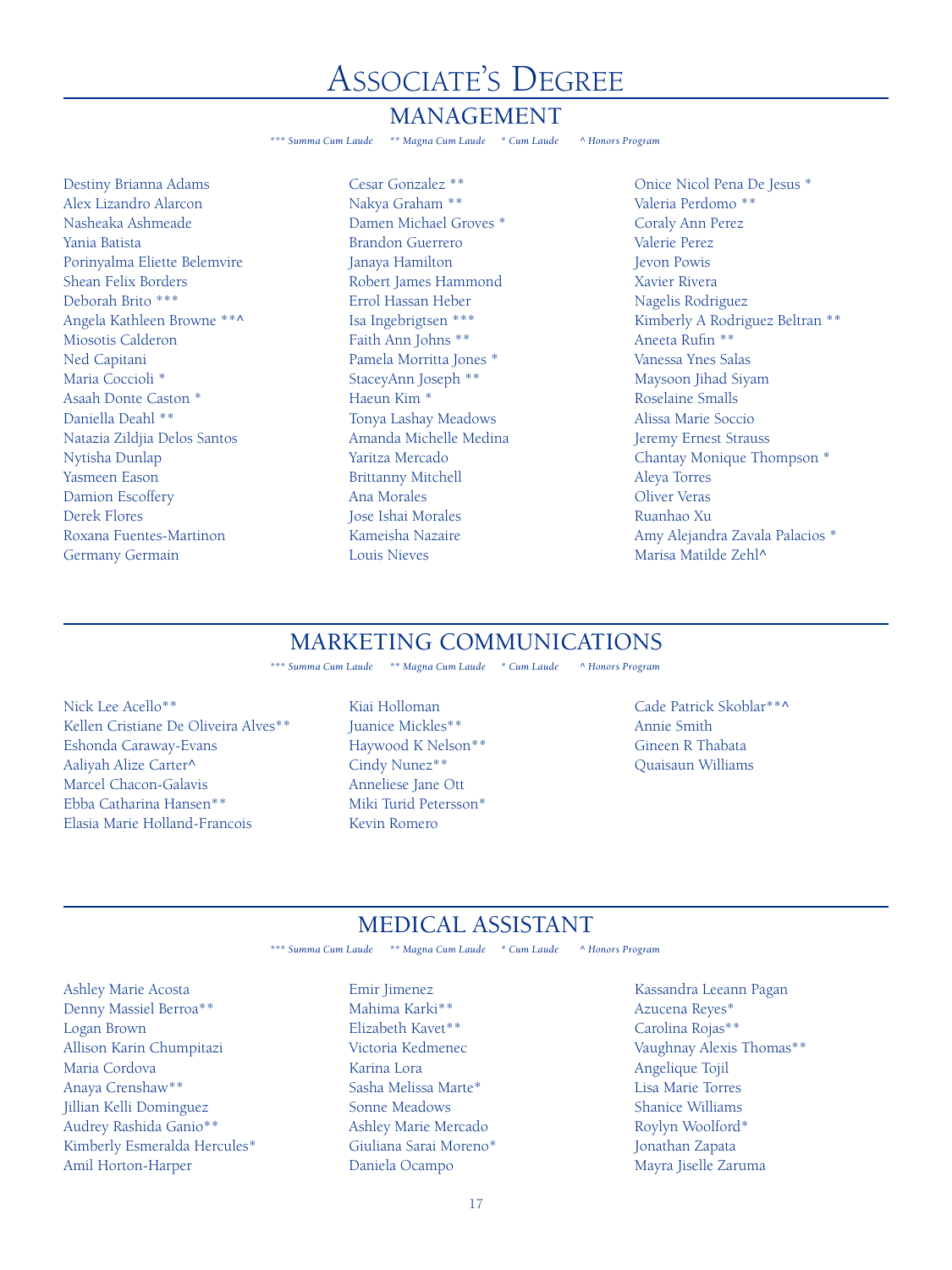# Associate's Degree

## MANAGEMENT

*\*\*\* Summa Cum Laude    \*\* Magna Cum Laude    \* Cum Laude    ^ Honors Program*

Destiny Brianna Adams
Alex Lizandro Alarcon
Nasheaka Ashmeade
Yania Batista
Porinyalma Eliette Belemvire
Shean Felix Borders
Deborah Brito ***
Angela Kathleen Browne **^
Miosotis Calderon
Ned Capitani
Maria Coccioli *
Asaah Donte Caston *
Daniella Deahl **
Natazia Zildjia Delos Santos
Nytisha Dunlap
Yasmeen Eason
Damion Escoffery
Derek Flores
Roxana Fuentes-Martinon
Germany Germain
Cesar Gonzalez **
Nakya Graham **
Damen Michael Groves *
Brandon Guerrero
Janaya Hamilton
Robert James Hammond
Errol Hassan Heber
Isa Ingebrigtsen ***
Faith Ann Johns **
Pamela Morritta Jones *
StaceyAnn Joseph **
Haeun Kim *
Tonya Lashay Meadows
Amanda Michelle Medina
Yaritza Mercado
Brittanny Mitchell
Ana Morales
Jose Ishai Morales
Kameisha Nazaire
Louis Nieves
Onice Nicol Pena De Jesus *
Valeria Perdomo **
Coraly Ann Perez
Valerie Perez
Jevon Powis
Xavier Rivera
Nagelis Rodriguez
Kimberly A Rodriguez Beltran **
Aneeta Rufin **
Vanessa Ynes Salas
Maysoon Jihad Siyam
Roselaine Smalls
Alissa Marie Soccio
Jeremy Ernest Strauss
Chantay Monique Thompson *
Aleya Torres
Oliver Veras
Ruanhao Xu
Amy Alejandra Zavala Palacios *
Marisa Matilde Zehl^

## MARKETING COMMUNICATIONS

*\*\*\* Summa Cum Laude    \*\* Magna Cum Laude    \* Cum Laude    ^ Honors Program*

Nick Lee Acello**
Kellen Cristiane De Oliveira Alves**
Eshonda Caraway-Evans
Aaliyah Alize Carter^
Marcel Chacon-Galavis
Ebba Catharina Hansen**
Elasia Marie Holland-Francois
Kiai Holloman
Juanice Mickles**
Haywood K Nelson**
Cindy Nunez**
Anneliese Jane Ott
Miki Turid Petersson*
Kevin Romero
Cade Patrick Skoblar**^
Annie Smith
Gineen R Thabata
Quaisaun Williams

## MEDICAL ASSISTANT

*\*\*\* Summa Cum Laude    \*\* Magna Cum Laude    \* Cum Laude    ^ Honors Program*

Ashley Marie Acosta
Denny Massiel Berroa**
Logan Brown
Allison Karin Chumpitazi
Maria Cordova
Anaya Crenshaw**
Jillian Kelli Dominguez
Audrey Rashida Ganio**
Kimberly Esmeralda Hercules*
Amil Horton-Harper
Emir Jimenez
Mahima Karki**
Elizabeth Kavet**
Victoria Kedmenec
Karina Lora
Sasha Melissa Marte*
Sonne Meadows
Ashley Marie Mercado
Giuliana Sarai Moreno*
Daniela Ocampo
Kassandra Leeann Pagan
Azucena Reyes*
Carolina Rojas**
Vaughnay Alexis Thomas**
Angelique Tojil
Lisa Marie Torres
Shanice Williams
Roylyn Woolford*
Jonathan Zapata
Mayra Jiselle Zaruma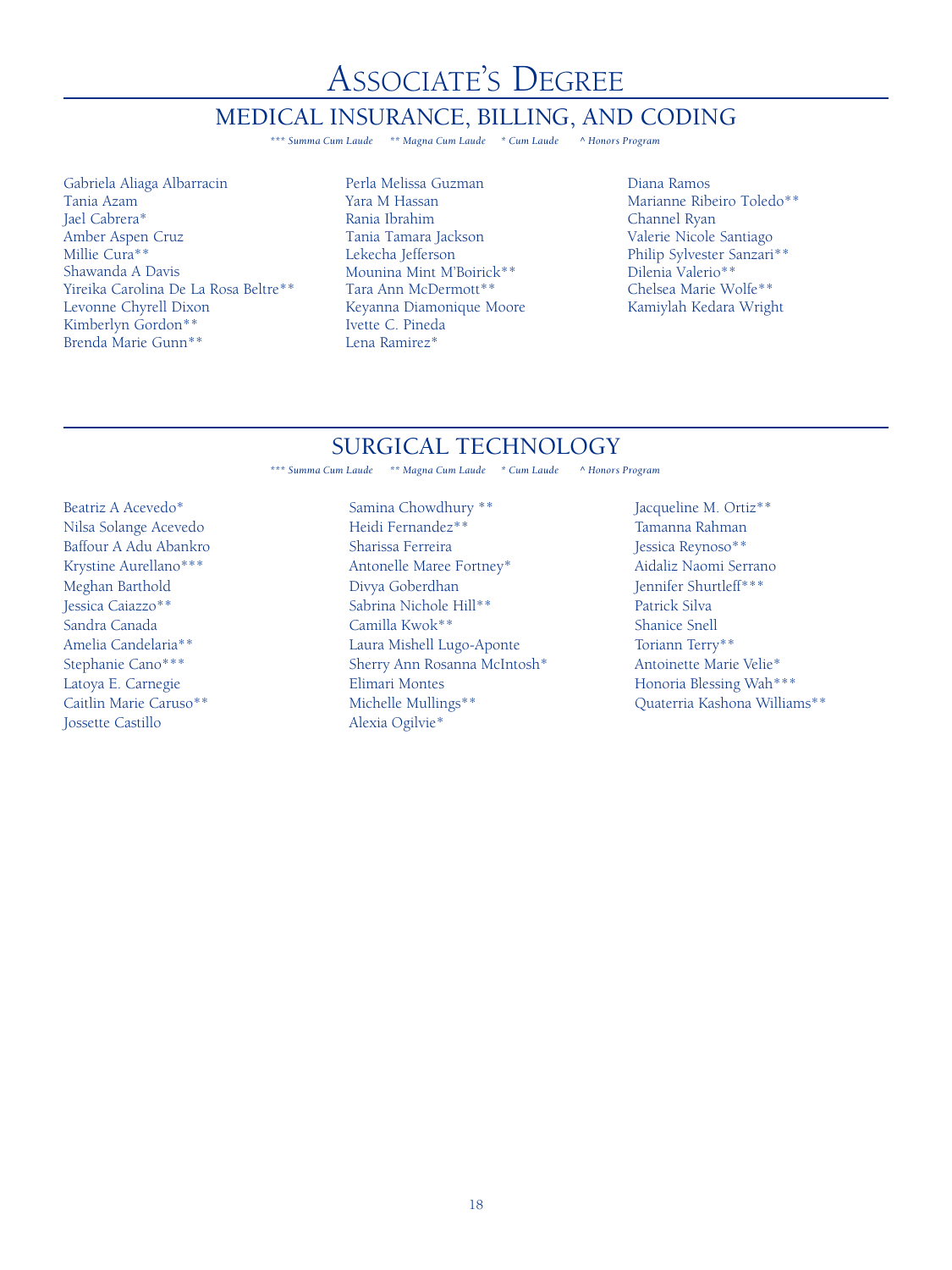# Associate's Degree

## MEDICAL INSURANCE, BILLING, AND CODING

*\*\*\* Summa Cum Laude    \*\* Magna Cum Laude    \* Cum Laude    ^ Honors Program*

Gabriela Aliaga Albarracin
Tania Azam
Jael Cabrera*
Amber Aspen Cruz
Millie Cura**
Shawanda A Davis
Yireika Carolina De La Rosa Beltre**
Levonne Chyrell Dixon
Kimberlyn Gordon**
Brenda Marie Gunn**
Perla Melissa Guzman
Yara M Hassan
Rania Ibrahim
Tania Tamara Jackson
Lekecha Jefferson
Mounina Mint M'Boirick**
Tara Ann McDermott**
Keyanna Diamonique Moore
Ivette C. Pineda
Lena Ramirez*
Diana Ramos
Marianne Ribeiro Toledo**
Channel Ryan
Valerie Nicole Santiago
Philip Sylvester Sanzari**
Dilenia Valerio**
Chelsea Marie Wolfe**
Kamiylah Kedara Wright

## SURGICAL TECHNOLOGY

*\*\*\* Summa Cum Laude    \*\* Magna Cum Laude    \* Cum Laude    ^ Honors Program*

Beatriz A Acevedo*
Nilsa Solange Acevedo
Baffour A Adu Abankro
Krystine Aurellano***
Meghan Barthold
Jessica Caiazzo**
Sandra Canada
Amelia Candelaria**
Stephanie Cano***
Latoya E. Carnegie
Caitlin Marie Caruso**
Jossette Castillo
Samina Chowdhury **
Heidi Fernandez**
Sharissa Ferreira
Antonelle Maree Fortney*
Divya Goberdhan
Sabrina Nichole Hill**
Camilla Kwok**
Laura Mishell Lugo-Aponte
Sherry Ann Rosanna McIntosh*
Elimari Montes
Michelle Mullings**
Alexia Ogilvie*
Jacqueline M. Ortiz**
Tamanna Rahman
Jessica Reynoso**
Aidaliz Naomi Serrano
Jennifer Shurtleff***
Patrick Silva
Shanice Snell
Toriann Terry**
Antoinette Marie Velie*
Honoria Blessing Wah***
Quaterria Kashona Williams**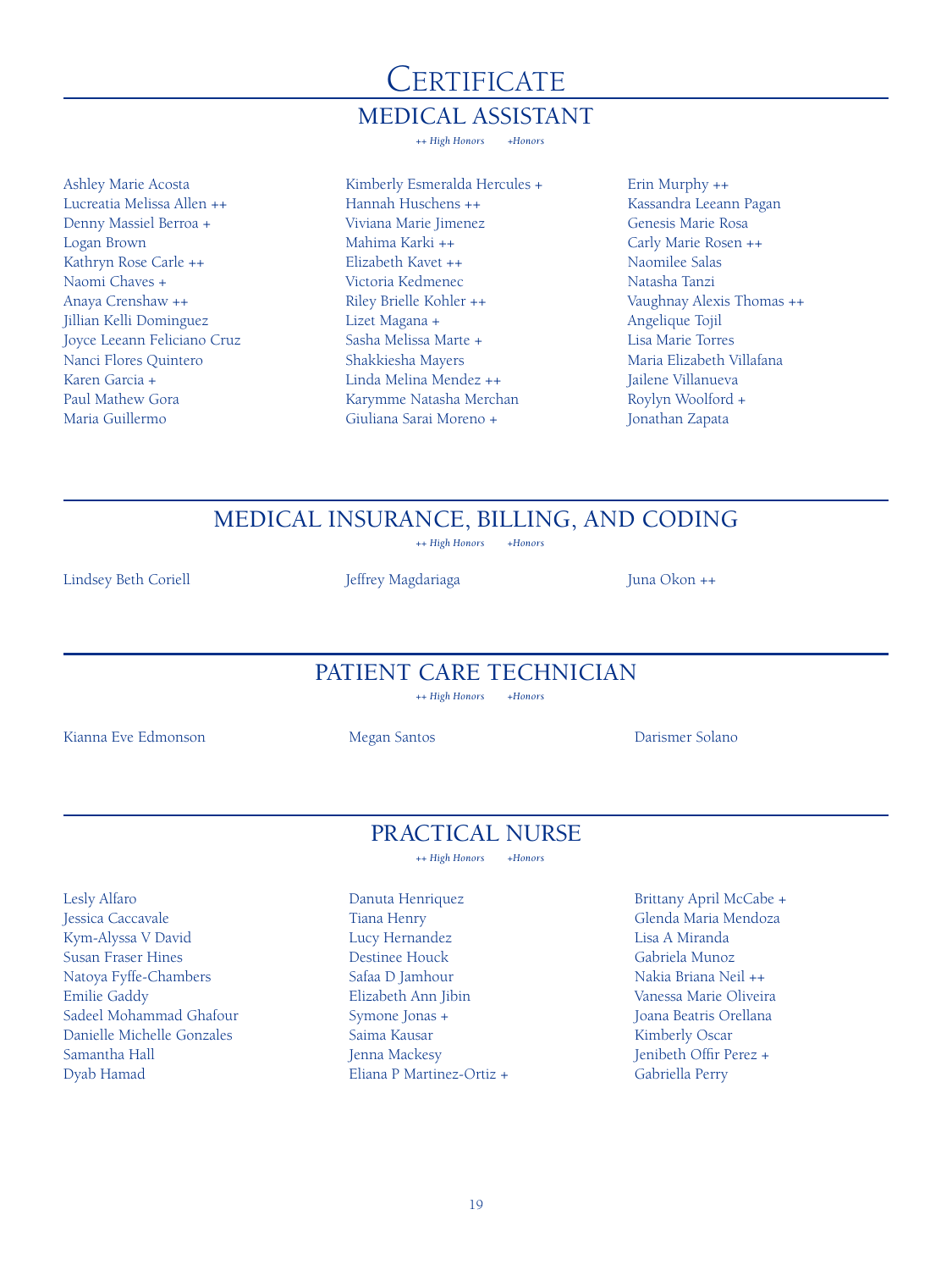# Certificate

## MEDICAL ASSISTANT

*++ High Honors +Honors*

Ashley Marie Acosta
Lucreatia Melissa Allen ++
Denny Massiel Berroa +
Logan Brown
Kathryn Rose Carle ++
Naomi Chaves +
Anaya Crenshaw ++
Jillian Kelli Dominguez
Joyce Leeann Feliciano Cruz
Nanci Flores Quintero
Karen Garcia +
Paul Mathew Gora
Maria Guillermo
Kimberly Esmeralda Hercules +
Hannah Huschens ++
Viviana Marie Jimenez
Mahima Karki ++
Elizabeth Kavet ++
Victoria Kedmenec
Riley Brielle Kohler ++
Lizet Magana +
Sasha Melissa Marte +
Shakkiesha Mayers
Linda Melina Mendez ++
Karymme Natasha Merchan
Giuliana Sarai Moreno +
Erin Murphy ++
Kassandra Leeann Pagan
Genesis Marie Rosa
Carly Marie Rosen ++
Naomilee Salas
Natasha Tanzi
Vaughnay Alexis Thomas ++
Angelique Tojil
Lisa Marie Torres
Maria Elizabeth Villafana
Jailene Villanueva
Roylyn Woolford +
Jonathan Zapata

## MEDICAL INSURANCE, BILLING, AND CODING

*++ High Honors +Honors*

Lindsey Beth Coriell
Jeffrey Magdariaga
Juna Okon ++

## PATIENT CARE TECHNICIAN

*++ High Honors +Honors*

Kianna Eve Edmonson
Megan Santos
Darismer Solano

## PRACTICAL NURSE

*++ High Honors +Honors*

Lesly Alfaro
Jessica Caccavale
Kym-Alyssa V David
Susan Fraser Hines
Natoya Fyffe-Chambers
Emilie Gaddy
Sadeel Mohammad Ghafour
Danielle Michelle Gonzales
Samantha Hall
Dyab Hamad
Danuta Henriquez
Tiana Henry
Lucy Hernandez
Destinee Houck
Safaa D Jamhour
Elizabeth Ann Jibin
Symone Jonas +
Saima Kausar
Jenna Mackesy
Eliana P Martinez-Ortiz +
Brittany April McCabe +
Glenda Maria Mendoza
Lisa A Miranda
Gabriela Munoz
Nakia Briana Neil ++
Vanessa Marie Oliveira
Joana Beatris Orellana
Kimberly Oscar
Jenibeth Offir Perez +
Gabriella Perry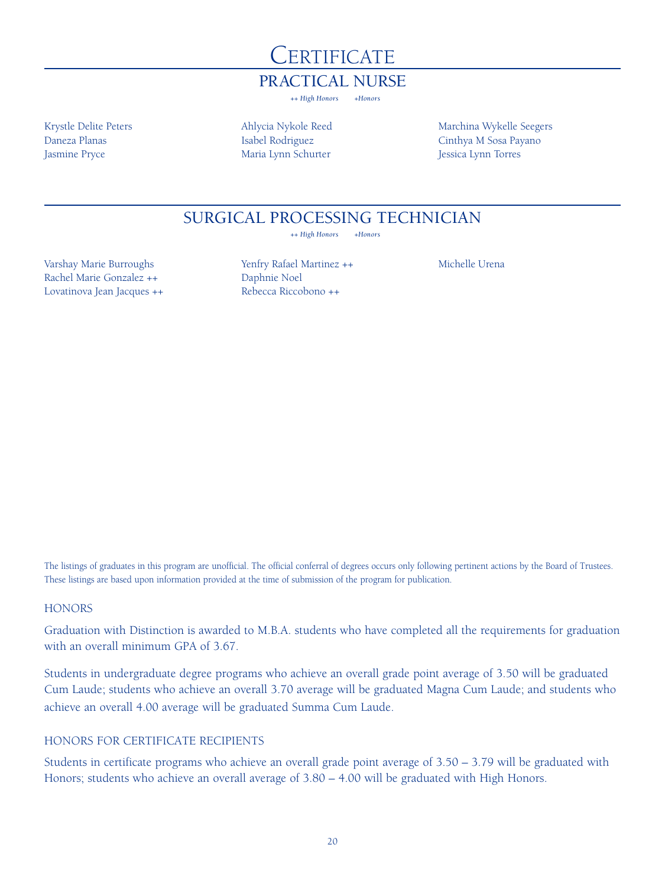# Certificate

## PRACTICAL NURSE

*++ High Honors +Honors*

Krystle Delite Peters
Daneza Planas
Jasmine Pryce
Ahlycia Nykole Reed
Isabel Rodriguez
Maria Lynn Schurter
Marchina Wykelle Seegers
Cinthya M Sosa Payano
Jessica Lynn Torres

## SURGICAL PROCESSING TECHNICIAN

*++ High Honors +Honors*

Varshay Marie Burroughs
Rachel Marie Gonzalez ++
Lovatinova Jean Jacques ++
Yenfry Rafael Martinez ++
Daphnie Noel
Rebecca Riccobono ++
Michelle Urena

The listings of graduates in this program are unofficial. The official conferral of degrees occurs only following pertinent actions by the Board of Trustees. These listings are based upon information provided at the time of submission of the program for publication.

### HONORS

Graduation with Distinction is awarded to M.B.A. students who have completed all the requirements for graduation with an overall minimum GPA of 3.67.

Students in undergraduate degree programs who achieve an overall grade point average of 3.50 will be graduated Cum Laude; students who achieve an overall 3.70 average will be graduated Magna Cum Laude; and students who achieve an overall 4.00 average will be graduated Summa Cum Laude.

### HONORS FOR CERTIFICATE RECIPIENTS

Students in certificate programs who achieve an overall grade point average of 3.50 – 3.79 will be graduated with Honors; students who achieve an overall average of 3.80 – 4.00 will be graduated with High Honors.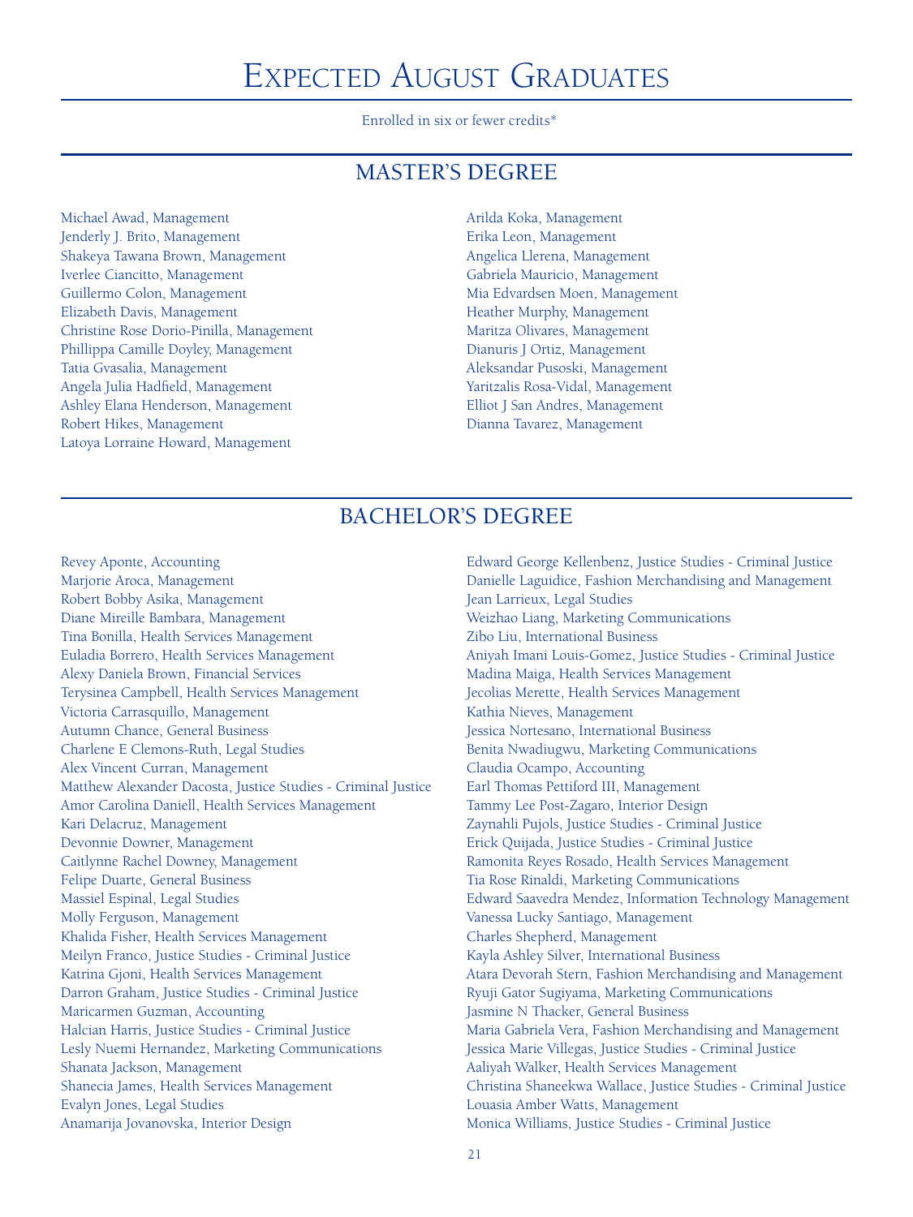# Expected August Graduates

Enrolled in six or fewer credits*

## MASTER'S DEGREE

Michael Awad, Management
Jenderly J. Brito, Management
Shakeya Tawana Brown, Management
Iverlee Ciancitto, Management
Guillermo Colon, Management
Elizabeth Davis, Management
Christine Rose Dorio-Pinilla, Management
Phillippa Camille Doyley, Management
Tatia Gvasalia, Management
Angela Julia Hadfield, Management
Ashley Elana Henderson, Management
Robert Hikes, Management
Latoya Lorraine Howard, Management
Arilda Koka, Management
Erika Leon, Management
Angelica Llerena, Management
Gabriela Mauricio, Management
Mia Edvardsen Moen, Management
Heather Murphy, Management
Maritza Olivares, Management
Dianuris J Ortiz, Management
Aleksandar Pusoski, Management
Yaritzalis Rosa-Vidal, Management
Elliot J San Andres, Management
Dianna Tavarez, Management

## BACHELOR'S DEGREE

Revey Aponte, Accounting
Marjorie Aroca, Management
Robert Bobby Asika, Management
Diane Mireille Bambara, Management
Tina Bonilla, Health Services Management
Euladia Borrero, Health Services Management
Alexy Daniela Brown, Financial Services
Terysinea Campbell, Health Services Management
Victoria Carrasquillo, Management
Autumn Chance, General Business
Charlene E Clemons-Ruth, Legal Studies
Alex Vincent Curran, Management
Matthew Alexander Dacosta, Justice Studies - Criminal Justice
Amor Carolina Daniell, Health Services Management
Kari Delacruz, Management
Devonnie Downer, Management
Caitlynne Rachel Downey, Management
Felipe Duarte, General Business
Massiel Espinal, Legal Studies
Molly Ferguson, Management
Khalida Fisher, Health Services Management
Meilyn Franco, Justice Studies - Criminal Justice
Katrina Gjoni, Health Services Management
Darron Graham, Justice Studies - Criminal Justice
Maricarmen Guzman, Accounting
Halcian Harris, Justice Studies - Criminal Justice
Lesly Nuemi Hernandez, Marketing Communications
Shanata Jackson, Management
Shanecia James, Health Services Management
Evalyn Jones, Legal Studies
Anamarija Jovanovska, Interior Design
Edward George Kellenbenz, Justice Studies - Criminal Justice
Danielle Laguidice, Fashion Merchandising and Management
Jean Larrieux, Legal Studies
Weizhao Liang, Marketing Communications
Zibo Liu, International Business
Aniyah Imani Louis-Gomez, Justice Studies - Criminal Justice
Madina Maiga, Health Services Management
Jecolias Merette, Health Services Management
Kathia Nieves, Management
Jessica Nortesano, International Business
Benita Nwadiugwu, Marketing Communications
Claudia Ocampo, Accounting
Earl Thomas Pettiford III, Management
Tammy Lee Post-Zagaro, Interior Design
Zaynahli Pujols, Justice Studies - Criminal Justice
Erick Quijada, Justice Studies - Criminal Justice
Ramonita Reyes Rosado, Health Services Management
Tia Rose Rinaldi, Marketing Communications
Edward Saavedra Mendez, Information Technology Management
Vanessa Lucky Santiago, Management
Charles Shepherd, Management
Kayla Ashley Silver, International Business
Atara Devorah Stern, Fashion Merchandising and Management
Ryuji Gator Sugiyama, Marketing Communications
Jasmine N Thacker, General Business
Maria Gabriela Vera, Fashion Merchandising and Management
Jessica Marie Villegas, Justice Studies - Criminal Justice
Aaliyah Walker, Health Services Management
Christina Shaneekwa Wallace, Justice Studies - Criminal Justice
Louasia Amber Watts, Management
Monica Williams, Justice Studies - Criminal Justice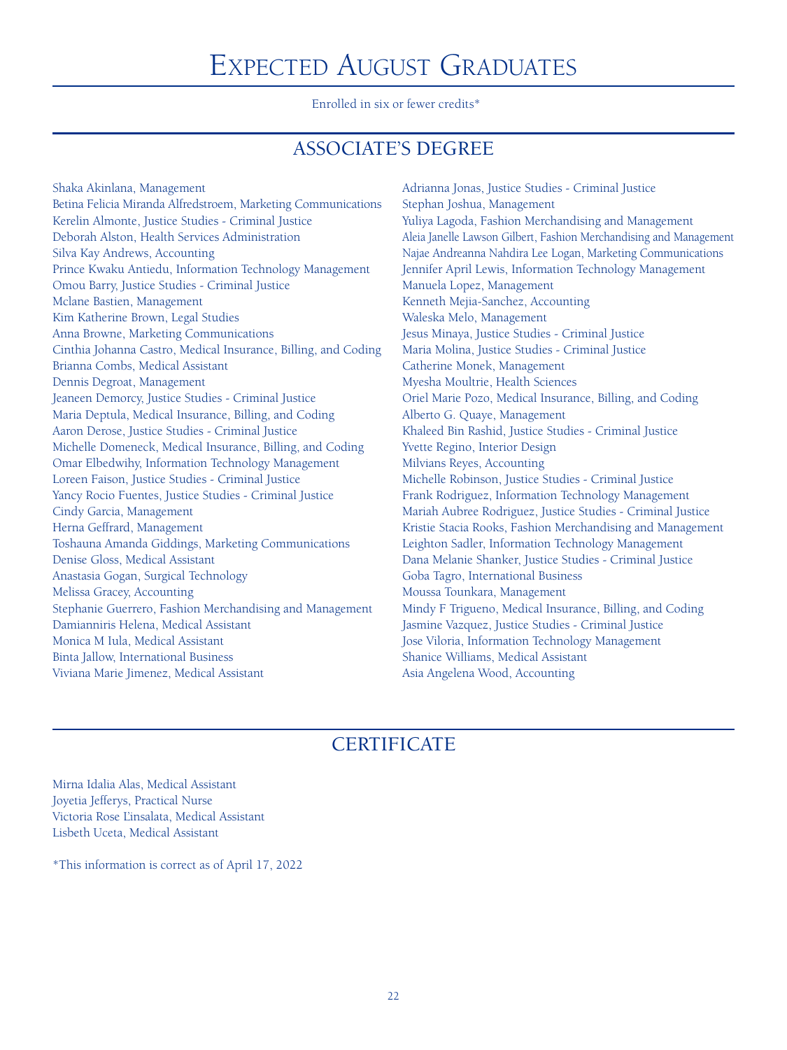# Expected August Graduates

Enrolled in six or fewer credits*

## ASSOCIATE'S DEGREE

Shaka Akinlana, Management
Betina Felicia Miranda Alfredstroem, Marketing Communications
Kerelin Almonte, Justice Studies - Criminal Justice
Deborah Alston, Health Services Administration
Silva Kay Andrews, Accounting
Prince Kwaku Antiedu, Information Technology Management
Omou Barry, Justice Studies - Criminal Justice
Mclane Bastien, Management
Kim Katherine Brown, Legal Studies
Anna Browne, Marketing Communications
Cinthia Johanna Castro, Medical Insurance, Billing, and Coding
Brianna Combs, Medical Assistant
Dennis Degroat, Management
Jeaneen Demorcy, Justice Studies - Criminal Justice
Maria Deptula, Medical Insurance, Billing, and Coding
Aaron Derose, Justice Studies - Criminal Justice
Michelle Domeneck, Medical Insurance, Billing, and Coding
Omar Elbedwihy, Information Technology Management
Loreen Faison, Justice Studies - Criminal Justice
Yancy Rocio Fuentes, Justice Studies - Criminal Justice
Cindy Garcia, Management
Herna Geffrard, Management
Toshauna Amanda Giddings, Marketing Communications
Denise Gloss, Medical Assistant
Anastasia Gogan, Surgical Technology
Melissa Gracey, Accounting
Stephanie Guerrero, Fashion Merchandising and Management
Damianniris Helena, Medical Assistant
Monica M Iula, Medical Assistant
Binta Jallow, International Business
Viviana Marie Jimenez, Medical Assistant
Adrianna Jonas, Justice Studies - Criminal Justice
Stephan Joshua, Management
Yuliya Lagoda, Fashion Merchandising and Management
Aleia Janelle Lawson Gilbert, Fashion Merchandising and Management
Najae Andreanna Nahdira Lee Logan, Marketing Communications
Jennifer April Lewis, Information Technology Management
Manuela Lopez, Management
Kenneth Mejia-Sanchez, Accounting
Waleska Melo, Management
Jesus Minaya, Justice Studies - Criminal Justice
Maria Molina, Justice Studies - Criminal Justice
Catherine Monek, Management
Myesha Moultrie, Health Sciences
Oriel Marie Pozo, Medical Insurance, Billing, and Coding
Alberto G. Quaye, Management
Khaleed Bin Rashid, Justice Studies - Criminal Justice
Yvette Regino, Interior Design
Milvians Reyes, Accounting
Michelle Robinson, Justice Studies - Criminal Justice
Frank Rodriguez, Information Technology Management
Mariah Aubree Rodriguez, Justice Studies - Criminal Justice
Kristie Stacia Rooks, Fashion Merchandising and Management
Leighton Sadler, Information Technology Management
Dana Melanie Shanker, Justice Studies - Criminal Justice
Goba Tagro, International Business
Moussa Tounkara, Management
Mindy F Trigueno, Medical Insurance, Billing, and Coding
Jasmine Vazquez, Justice Studies - Criminal Justice
Jose Viloria, Information Technology Management
Shanice Williams, Medical Assistant
Asia Angelena Wood, Accounting

## CERTIFICATE

Mirna Idalia Alas, Medical Assistant
Joyetia Jefferys, Practical Nurse
Victoria Rose L'insalata, Medical Assistant
Lisbeth Uceta, Medical Assistant

*This information is correct as of April 17, 2022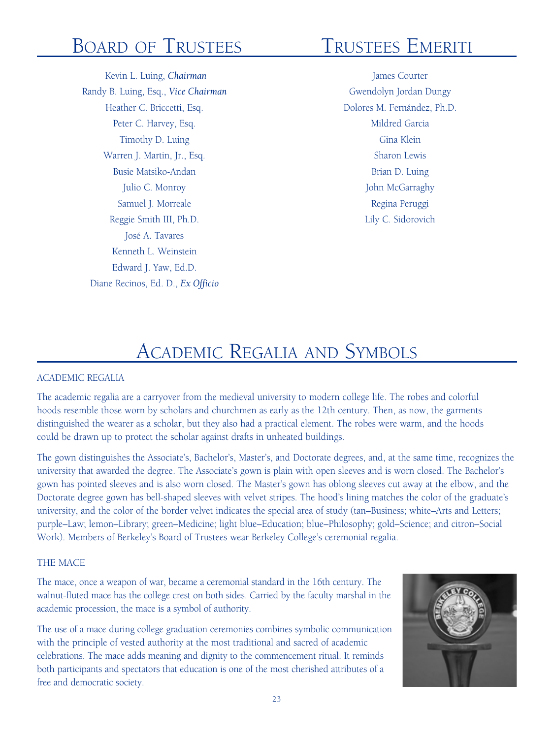# Board of Trustees

Kevin L. Luing, *Chairman*
Randy B. Luing, Esq., *Vice Chairman*
Heather C. Briccetti, Esq.
Peter C. Harvey, Esq.
Timothy D. Luing
Warren J. Martin, Jr., Esq.
Busie Matsiko-Andan
Julio C. Monroy
Samuel J. Morreale
Reggie Smith III, Ph.D.
José A. Tavares
Kenneth L. Weinstein
Edward J. Yaw, Ed.D.
Diane Recinos, Ed. D., *Ex Officio*

# Trustees Emeriti

James Courter
Gwendolyn Jordan Dungy
Dolores M. Fernández, Ph.D.
Mildred Garcia
Gina Klein
Sharon Lewis
Brian D. Luing
John McGarraghy
Regina Peruggi
Lily C. Sidorovich

# Academic Regalia and Symbols

## ACADEMIC REGALIA

The academic regalia are a carryover from the medieval university to modern college life. The robes and colorful hoods resemble those worn by scholars and churchmen as early as the 12th century. Then, as now, the garments distinguished the wearer as a scholar, but they also had a practical element. The robes were warm, and the hoods could be drawn up to protect the scholar against drafts in unheated buildings.

The gown distinguishes the Associate's, Bachelor's, Master's, and Doctorate degrees, and, at the same time, recognizes the university that awarded the degree. The Associate's gown is plain with open sleeves and is worn closed. The Bachelor's gown has pointed sleeves and is also worn closed. The Master's gown has oblong sleeves cut away at the elbow, and the Doctorate degree gown has bell-shaped sleeves with velvet stripes. The hood's lining matches the color of the graduate's university, and the color of the border velvet indicates the special area of study (tan–Business; white–Arts and Letters; purple–Law; lemon–Library; green–Medicine; light blue–Education; blue–Philosophy; gold–Science; and citron–Social Work). Members of Berkeley's Board of Trustees wear Berkeley College's ceremonial regalia.

## THE MACE

The mace, once a weapon of war, became a ceremonial standard in the 16th century. The walnut-fluted mace has the college crest on both sides. Carried by the faculty marshal in the academic procession, the mace is a symbol of authority.

The use of a mace during college graduation ceremonies combines symbolic communication with the principle of vested authority at the most traditional and sacred of academic celebrations. The mace adds meaning and dignity to the commencement ritual. It reminds both participants and spectators that education is one of the most cherished attributes of a free and democratic society.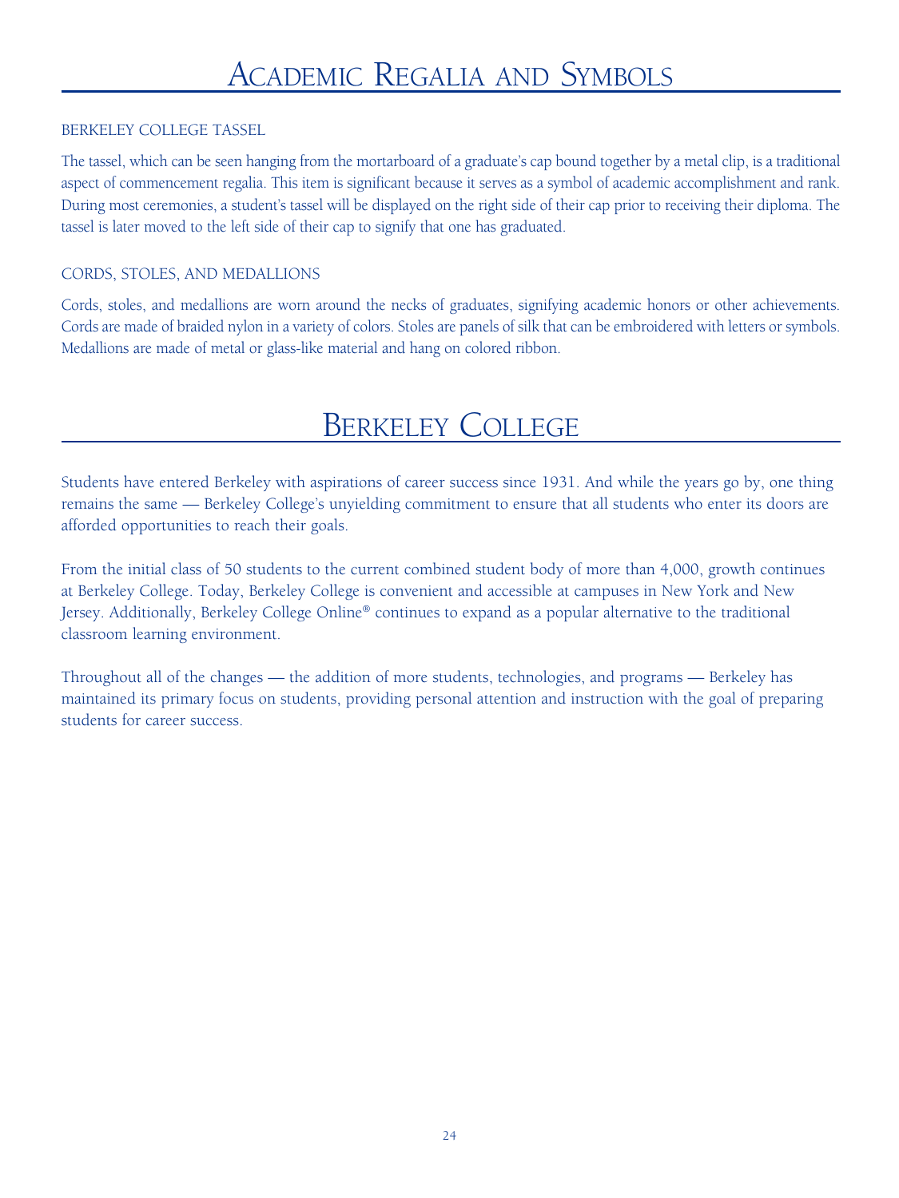# Academic Regalia and Symbols

### BERKELEY COLLEGE TASSEL

The tassel, which can be seen hanging from the mortarboard of a graduate's cap bound together by a metal clip, is a traditional aspect of commencement regalia. This item is significant because it serves as a symbol of academic accomplishment and rank. During most ceremonies, a student's tassel will be displayed on the right side of their cap prior to receiving their diploma. The tassel is later moved to the left side of their cap to signify that one has graduated.

### CORDS, STOLES, AND MEDALLIONS

Cords, stoles, and medallions are worn around the necks of graduates, signifying academic honors or other achievements. Cords are made of braided nylon in a variety of colors. Stoles are panels of silk that can be embroidered with letters or symbols. Medallions are made of metal or glass-like material and hang on colored ribbon.

# Berkeley College

Students have entered Berkeley with aspirations of career success since 1931. And while the years go by, one thing remains the same — Berkeley College's unyielding commitment to ensure that all students who enter its doors are afforded opportunities to reach their goals.

From the initial class of 50 students to the current combined student body of more than 4,000, growth continues at Berkeley College. Today, Berkeley College is convenient and accessible at campuses in New York and New Jersey. Additionally, Berkeley College Online® continues to expand as a popular alternative to the traditional classroom learning environment.

Throughout all of the changes — the addition of more students, technologies, and programs — Berkeley has maintained its primary focus on students, providing personal attention and instruction with the goal of preparing students for career success.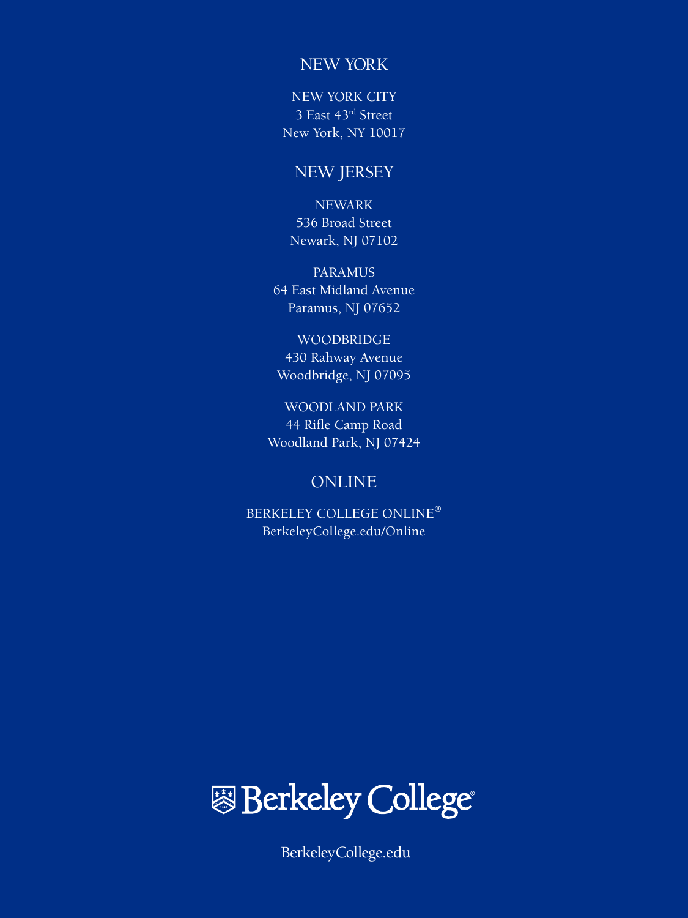## NEW YORK

NEW YORK CITY
3 East 43rd Street
New York, NY 10017

## NEW JERSEY

NEWARK
536 Broad Street
Newark, NJ 07102

PARAMUS
64 East Midland Avenue
Paramus, NJ 07652

WOODBRIDGE
430 Rahway Avenue
Woodbridge, NJ 07095

WOODLAND PARK
44 Rifle Camp Road
Woodland Park, NJ 07424

## ONLINE

BERKELEY COLLEGE ONLINE®
BerkeleyCollege.edu/Online

Berkeley College®

BerkeleyCollege.edu